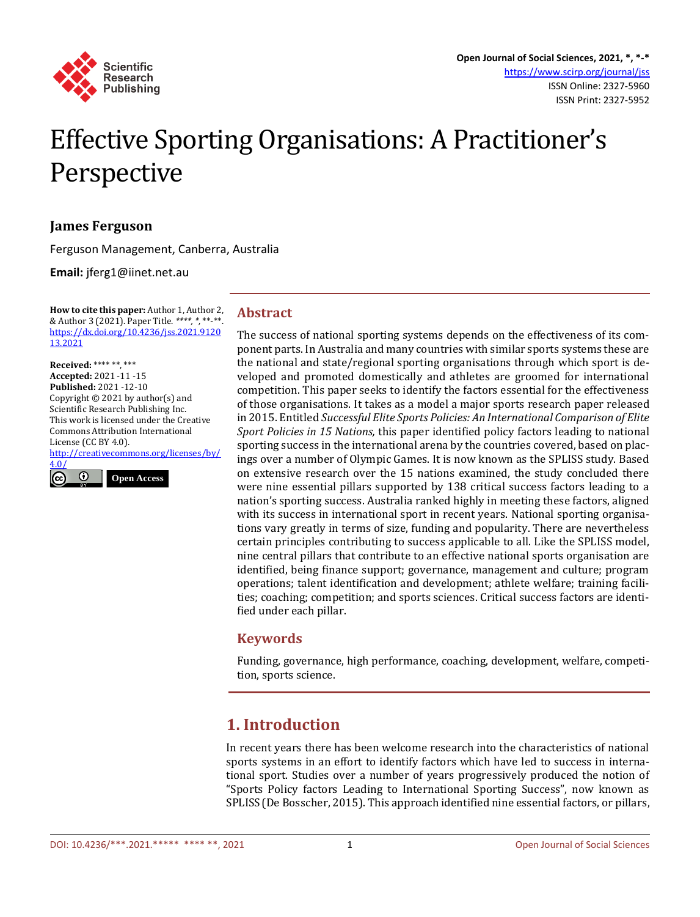# Effective Sporting Organisations: A Practitioner's Perspective

**James Ferguson**

Ferguson Management, Canberra, Australia

**Email:** jferg1@iinet.net.au

**How to cite this paper:** Author 1, Author 2, & Author 3 (2021). Paper Title. ****, *, **-**. https://dx.doi.org/10.4236/jss.2021.912013.2021

**Received:** **** **, ***
**Accepted:** 2021-11-15
**Published:** 2021-12-10

Copyright © 2021 by author(s) and Scientific Research Publishing Inc.
This work is licensed under the Creative Commons Attribution International License (CC BY 4.0).
http://creativecommons.org/licenses/by/4.0/

Open Access

## Abstract

The success of national sporting systems depends on the effectiveness of its component parts. In Australia and many countries with similar sports systems these are the national and state/regional sporting organisations through which sport is developed and promoted domestically and athletes are groomed for international competition. This paper seeks to identify the factors essential for the effectiveness of those organisations. It takes as a model a major sports research paper released in 2015. Entitled *Successful Elite Sports Policies: An International Comparison of Elite Sport Policies in 15 Nations,* this paper identified policy factors leading to national sporting success in the international arena by the countries covered, based on placings over a number of Olympic Games. It is now known as the SPLISS study. Based on extensive research over the 15 nations examined, the study concluded there were nine essential pillars supported by 138 critical success factors leading to a nation's sporting success. Australia ranked highly in meeting these factors, aligned with its success in international sport in recent years. National sporting organisations vary greatly in terms of size, funding and popularity. There are nevertheless certain principles contributing to success applicable to all. Like the SPLISS model, nine central pillars that contribute to an effective national sports organisation are identified, being finance support; governance, management and culture; program operations; talent identification and development; athlete welfare; training facilities; coaching; competition; and sports sciences. Critical success factors are identified under each pillar.

## Keywords

Funding, governance, high performance, coaching, development, welfare, competition, sports science.

## 1. Introduction

In recent years there has been welcome research into the characteristics of national sports systems in an effort to identify factors which have led to success in international sport. Studies over a number of years progressively produced the notion of "Sports Policy factors Leading to International Sporting Success", now known as SPLISS (De Bosscher, 2015). This approach identified nine essential factors, or pillars,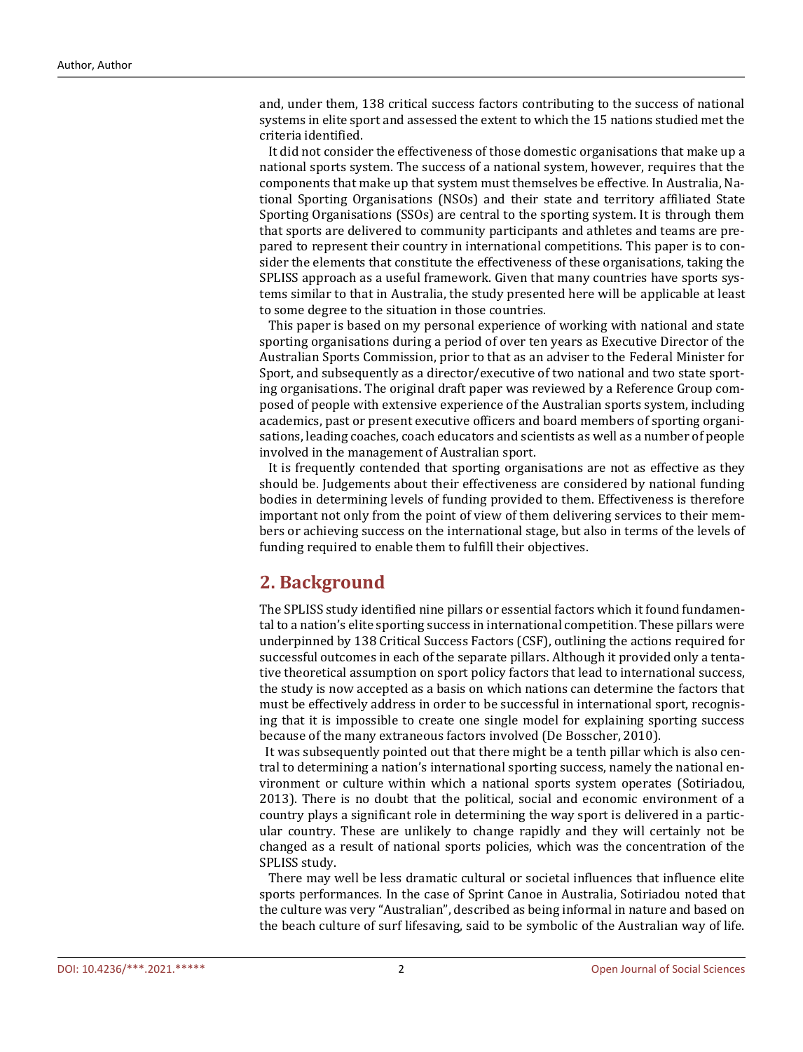and, under them, 138 critical success factors contributing to the success of national systems in elite sport and assessed the extent to which the 15 nations studied met the criteria identified.

It did not consider the effectiveness of those domestic organisations that make up a national sports system. The success of a national system, however, requires that the components that make up that system must themselves be effective. In Australia, National Sporting Organisations (NSOs) and their state and territory affiliated State Sporting Organisations (SSOs) are central to the sporting system. It is through them that sports are delivered to community participants and athletes and teams are prepared to represent their country in international competitions. This paper is to consider the elements that constitute the effectiveness of these organisations, taking the SPLISS approach as a useful framework. Given that many countries have sports systems similar to that in Australia, the study presented here will be applicable at least to some degree to the situation in those countries.

This paper is based on my personal experience of working with national and state sporting organisations during a period of over ten years as Executive Director of the Australian Sports Commission, prior to that as an adviser to the Federal Minister for Sport, and subsequently as a director/executive of two national and two state sporting organisations. The original draft paper was reviewed by a Reference Group composed of people with extensive experience of the Australian sports system, including academics, past or present executive officers and board members of sporting organisations, leading coaches, coach educators and scientists as well as a number of people involved in the management of Australian sport.

It is frequently contended that sporting organisations are not as effective as they should be. Judgements about their effectiveness are considered by national funding bodies in determining levels of funding provided to them. Effectiveness is therefore important not only from the point of view of them delivering services to their members or achieving success on the international stage, but also in terms of the levels of funding required to enable them to fulfill their objectives.

## 2. Background

The SPLISS study identified nine pillars or essential factors which it found fundamental to a nation's elite sporting success in international competition. These pillars were underpinned by 138 Critical Success Factors (CSF), outlining the actions required for successful outcomes in each of the separate pillars. Although it provided only a tentative theoretical assumption on sport policy factors that lead to international success, the study is now accepted as a basis on which nations can determine the factors that must be effectively address in order to be successful in international sport, recognising that it is impossible to create one single model for explaining sporting success because of the many extraneous factors involved (De Bosscher, 2010).

It was subsequently pointed out that there might be a tenth pillar which is also central to determining a nation's international sporting success, namely the national environment or culture within which a national sports system operates (Sotiriadou, 2013). There is no doubt that the political, social and economic environment of a country plays a significant role in determining the way sport is delivered in a particular country. These are unlikely to change rapidly and they will certainly not be changed as a result of national sports policies, which was the concentration of the SPLISS study.

There may well be less dramatic cultural or societal influences that influence elite sports performances. In the case of Sprint Canoe in Australia, Sotiriadou noted that the culture was very "Australian", described as being informal in nature and based on the beach culture of surf lifesaving, said to be symbolic of the Australian way of life.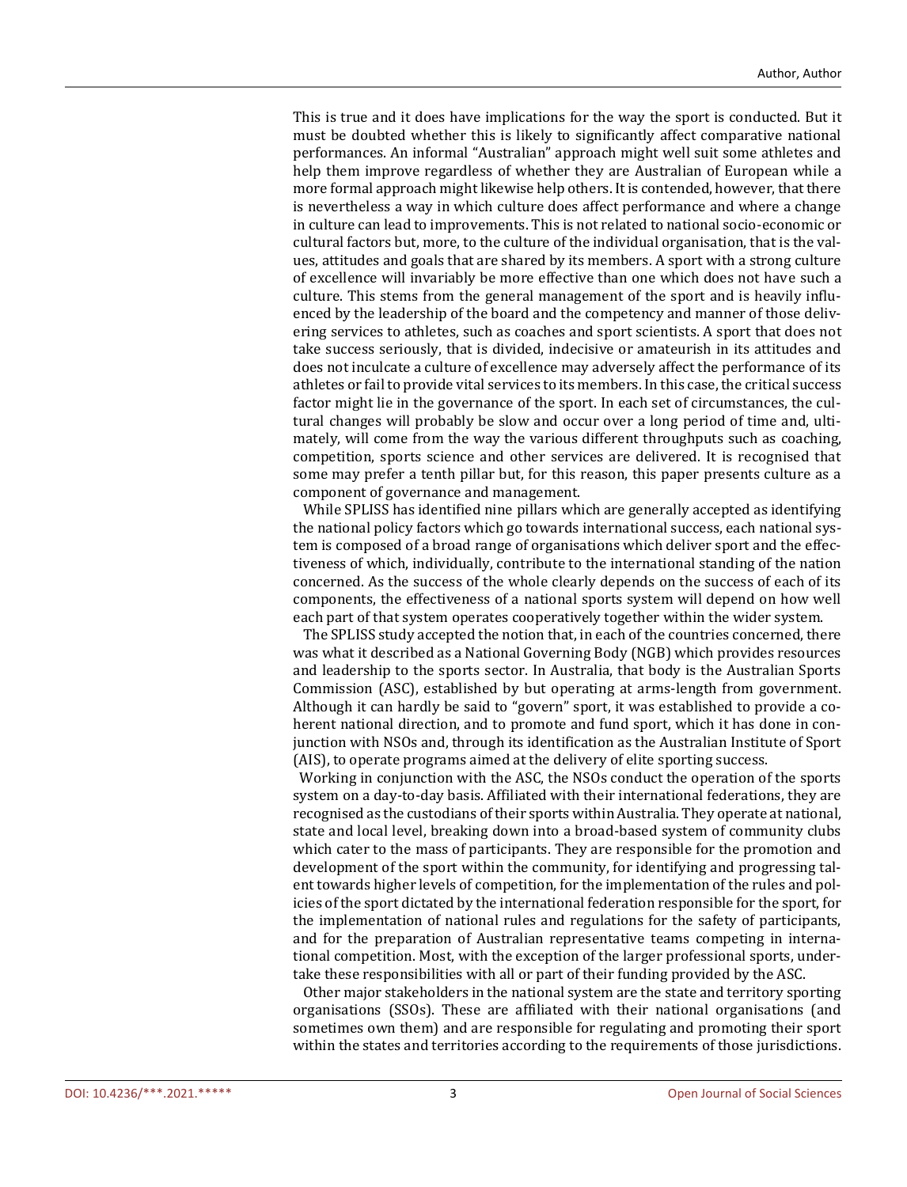This is true and it does have implications for the way the sport is conducted. But it must be doubted whether this is likely to significantly affect comparative national performances. An informal "Australian" approach might well suit some athletes and help them improve regardless of whether they are Australian of European while a more formal approach might likewise help others. It is contended, however, that there is nevertheless a way in which culture does affect performance and where a change in culture can lead to improvements. This is not related to national socio-economic or cultural factors but, more, to the culture of the individual organisation, that is the values, attitudes and goals that are shared by its members. A sport with a strong culture of excellence will invariably be more effective than one which does not have such a culture. This stems from the general management of the sport and is heavily influenced by the leadership of the board and the competency and manner of those delivering services to athletes, such as coaches and sport scientists. A sport that does not take success seriously, that is divided, indecisive or amateurish in its attitudes and does not inculcate a culture of excellence may adversely affect the performance of its athletes or fail to provide vital services to its members. In this case, the critical success factor might lie in the governance of the sport. In each set of circumstances, the cultural changes will probably be slow and occur over a long period of time and, ultimately, will come from the way the various different throughputs such as coaching, competition, sports science and other services are delivered. It is recognised that some may prefer a tenth pillar but, for this reason, this paper presents culture as a component of governance and management.

While SPLISS has identified nine pillars which are generally accepted as identifying the national policy factors which go towards international success, each national system is composed of a broad range of organisations which deliver sport and the effectiveness of which, individually, contribute to the international standing of the nation concerned. As the success of the whole clearly depends on the success of each of its components, the effectiveness of a national sports system will depend on how well each part of that system operates cooperatively together within the wider system.

The SPLISS study accepted the notion that, in each of the countries concerned, there was what it described as a National Governing Body (NGB) which provides resources and leadership to the sports sector. In Australia, that body is the Australian Sports Commission (ASC), established by but operating at arms-length from government. Although it can hardly be said to "govern" sport, it was established to provide a coherent national direction, and to promote and fund sport, which it has done in conjunction with NSOs and, through its identification as the Australian Institute of Sport (AIS), to operate programs aimed at the delivery of elite sporting success.

Working in conjunction with the ASC, the NSOs conduct the operation of the sports system on a day-to-day basis. Affiliated with their international federations, they are recognised as the custodians of their sports within Australia. They operate at national, state and local level, breaking down into a broad-based system of community clubs which cater to the mass of participants. They are responsible for the promotion and development of the sport within the community, for identifying and progressing talent towards higher levels of competition, for the implementation of the rules and policies of the sport dictated by the international federation responsible for the sport, for the implementation of national rules and regulations for the safety of participants, and for the preparation of Australian representative teams competing in international competition. Most, with the exception of the larger professional sports, undertake these responsibilities with all or part of their funding provided by the ASC.

Other major stakeholders in the national system are the state and territory sporting organisations (SSOs). These are affiliated with their national organisations (and sometimes own them) and are responsible for regulating and promoting their sport within the states and territories according to the requirements of those jurisdictions.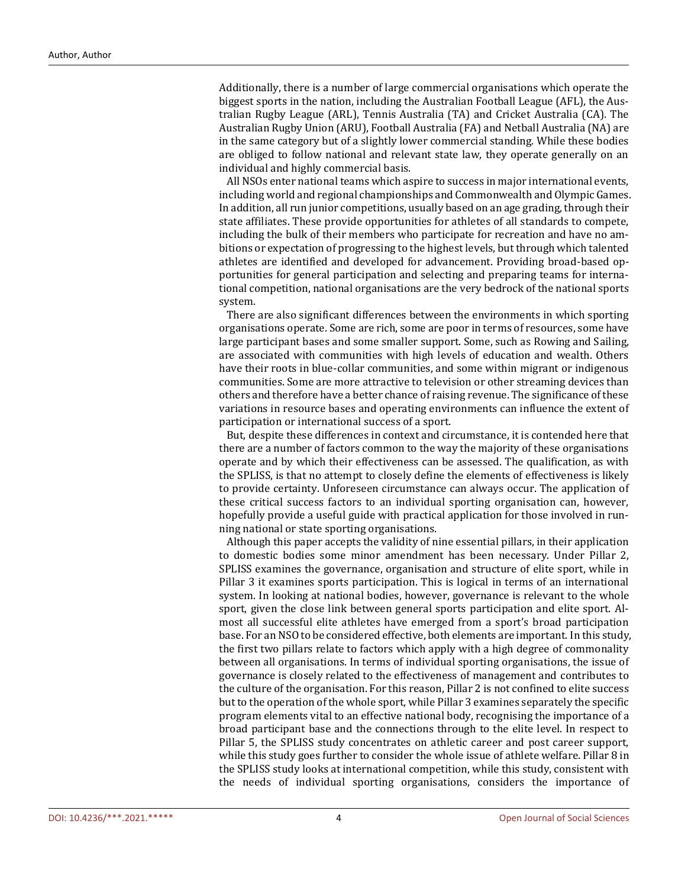Additionally, there is a number of large commercial organisations which operate the biggest sports in the nation, including the Australian Football League (AFL), the Australian Rugby League (ARL), Tennis Australia (TA) and Cricket Australia (CA). The Australian Rugby Union (ARU), Football Australia (FA) and Netball Australia (NA) are in the same category but of a slightly lower commercial standing. While these bodies are obliged to follow national and relevant state law, they operate generally on an individual and highly commercial basis.

All NSOs enter national teams which aspire to success in major international events, including world and regional championships and Commonwealth and Olympic Games. In addition, all run junior competitions, usually based on an age grading, through their state affiliates. These provide opportunities for athletes of all standards to compete, including the bulk of their members who participate for recreation and have no ambitions or expectation of progressing to the highest levels, but through which talented athletes are identified and developed for advancement. Providing broad-based opportunities for general participation and selecting and preparing teams for international competition, national organisations are the very bedrock of the national sports system.

There are also significant differences between the environments in which sporting organisations operate. Some are rich, some are poor in terms of resources, some have large participant bases and some smaller support. Some, such as Rowing and Sailing, are associated with communities with high levels of education and wealth. Others have their roots in blue-collar communities, and some within migrant or indigenous communities. Some are more attractive to television or other streaming devices than others and therefore have a better chance of raising revenue. The significance of these variations in resource bases and operating environments can influence the extent of participation or international success of a sport.

But, despite these differences in context and circumstance, it is contended here that there are a number of factors common to the way the majority of these organisations operate and by which their effectiveness can be assessed. The qualification, as with the SPLISS, is that no attempt to closely define the elements of effectiveness is likely to provide certainty. Unforeseen circumstance can always occur. The application of these critical success factors to an individual sporting organisation can, however, hopefully provide a useful guide with practical application for those involved in running national or state sporting organisations.

Although this paper accepts the validity of nine essential pillars, in their application to domestic bodies some minor amendment has been necessary. Under Pillar 2, SPLISS examines the governance, organisation and structure of elite sport, while in Pillar 3 it examines sports participation. This is logical in terms of an international system. In looking at national bodies, however, governance is relevant to the whole sport, given the close link between general sports participation and elite sport. Almost all successful elite athletes have emerged from a sport's broad participation base. For an NSO to be considered effective, both elements are important. In this study, the first two pillars relate to factors which apply with a high degree of commonality between all organisations. In terms of individual sporting organisations, the issue of governance is closely related to the effectiveness of management and contributes to the culture of the organisation. For this reason, Pillar 2 is not confined to elite success but to the operation of the whole sport, while Pillar 3 examines separately the specific program elements vital to an effective national body, recognising the importance of a broad participant base and the connections through to the elite level. In respect to Pillar 5, the SPLISS study concentrates on athletic career and post career support, while this study goes further to consider the whole issue of athlete welfare. Pillar 8 in the SPLISS study looks at international competition, while this study, consistent with the needs of individual sporting organisations, considers the importance of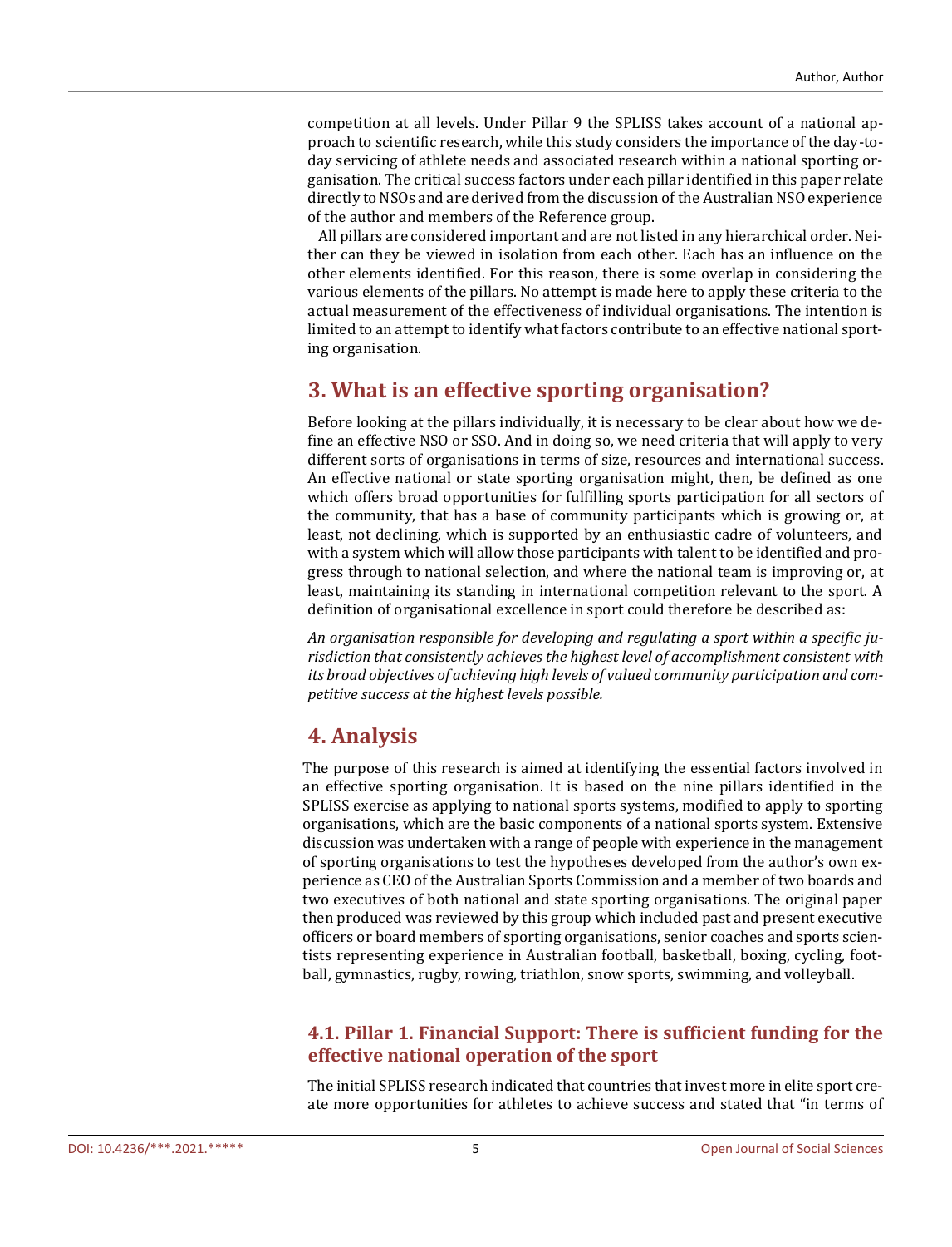competition at all levels. Under Pillar 9 the SPLISS takes account of a national approach to scientific research, while this study considers the importance of the day-to-day servicing of athlete needs and associated research within a national sporting organisation. The critical success factors under each pillar identified in this paper relate directly to NSOs and are derived from the discussion of the Australian NSO experience of the author and members of the Reference group.

All pillars are considered important and are not listed in any hierarchical order. Neither can they be viewed in isolation from each other. Each has an influence on the other elements identified. For this reason, there is some overlap in considering the various elements of the pillars. No attempt is made here to apply these criteria to the actual measurement of the effectiveness of individual organisations. The intention is limited to an attempt to identify what factors contribute to an effective national sporting organisation.

## 3. What is an effective sporting organisation?

Before looking at the pillars individually, it is necessary to be clear about how we define an effective NSO or SSO. And in doing so, we need criteria that will apply to very different sorts of organisations in terms of size, resources and international success. An effective national or state sporting organisation might, then, be defined as one which offers broad opportunities for fulfilling sports participation for all sectors of the community, that has a base of community participants which is growing or, at least, not declining, which is supported by an enthusiastic cadre of volunteers, and with a system which will allow those participants with talent to be identified and progress through to national selection, and where the national team is improving or, at least, maintaining its standing in international competition relevant to the sport. A definition of organisational excellence in sport could therefore be described as:

*An organisation responsible for developing and regulating a sport within a specific jurisdiction that consistently achieves the highest level of accomplishment consistent with its broad objectives of achieving high levels of valued community participation and competitive success at the highest levels possible.*

## 4. Analysis

The purpose of this research is aimed at identifying the essential factors involved in an effective sporting organisation. It is based on the nine pillars identified in the SPLISS exercise as applying to national sports systems, modified to apply to sporting organisations, which are the basic components of a national sports system. Extensive discussion was undertaken with a range of people with experience in the management of sporting organisations to test the hypotheses developed from the author's own experience as CEO of the Australian Sports Commission and a member of two boards and two executives of both national and state sporting organisations. The original paper then produced was reviewed by this group which included past and present executive officers or board members of sporting organisations, senior coaches and sports scientists representing experience in Australian football, basketball, boxing, cycling, football, gymnastics, rugby, rowing, triathlon, snow sports, swimming, and volleyball.

### 4.1. Pillar 1. Financial Support: There is sufficient funding for the effective national operation of the sport

The initial SPLISS research indicated that countries that invest more in elite sport create more opportunities for athletes to achieve success and stated that "in terms of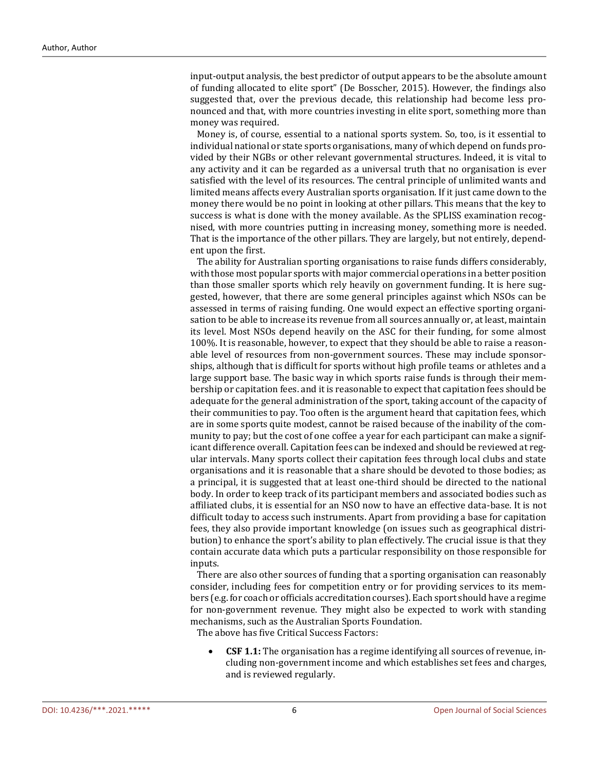input-output analysis, the best predictor of output appears to be the absolute amount of funding allocated to elite sport" (De Bosscher, 2015). However, the findings also suggested that, over the previous decade, this relationship had become less pronounced and that, with more countries investing in elite sport, something more than money was required.

Money is, of course, essential to a national sports system. So, too, is it essential to individual national or state sports organisations, many of which depend on funds provided by their NGBs or other relevant governmental structures. Indeed, it is vital to any activity and it can be regarded as a universal truth that no organisation is ever satisfied with the level of its resources. The central principle of unlimited wants and limited means affects every Australian sports organisation. If it just came down to the money there would be no point in looking at other pillars. This means that the key to success is what is done with the money available. As the SPLISS examination recognised, with more countries putting in increasing money, something more is needed. That is the importance of the other pillars. They are largely, but not entirely, dependent upon the first.

The ability for Australian sporting organisations to raise funds differs considerably, with those most popular sports with major commercial operations in a better position than those smaller sports which rely heavily on government funding. It is here suggested, however, that there are some general principles against which NSOs can be assessed in terms of raising funding. One would expect an effective sporting organisation to be able to increase its revenue from all sources annually or, at least, maintain its level. Most NSOs depend heavily on the ASC for their funding, for some almost 100%. It is reasonable, however, to expect that they should be able to raise a reasonable level of resources from non-government sources. These may include sponsorships, although that is difficult for sports without high profile teams or athletes and a large support base. The basic way in which sports raise funds is through their membership or capitation fees. and it is reasonable to expect that capitation fees should be adequate for the general administration of the sport, taking account of the capacity of their communities to pay. Too often is the argument heard that capitation fees, which are in some sports quite modest, cannot be raised because of the inability of the community to pay; but the cost of one coffee a year for each participant can make a significant difference overall. Capitation fees can be indexed and should be reviewed at regular intervals. Many sports collect their capitation fees through local clubs and state organisations and it is reasonable that a share should be devoted to those bodies; as a principal, it is suggested that at least one-third should be directed to the national body. In order to keep track of its participant members and associated bodies such as affiliated clubs, it is essential for an NSO now to have an effective data-base. It is not difficult today to access such instruments. Apart from providing a base for capitation fees, they also provide important knowledge (on issues such as geographical distribution) to enhance the sport's ability to plan effectively. The crucial issue is that they contain accurate data which puts a particular responsibility on those responsible for inputs.

There are also other sources of funding that a sporting organisation can reasonably consider, including fees for competition entry or for providing services to its members (e.g. for coach or officials accreditation courses). Each sport should have a regime for non-government revenue. They might also be expected to work with standing mechanisms, such as the Australian Sports Foundation.

The above has five Critical Success Factors:

- **CSF 1.1:** The organisation has a regime identifying all sources of revenue, including non-government income and which establishes set fees and charges, and is reviewed regularly.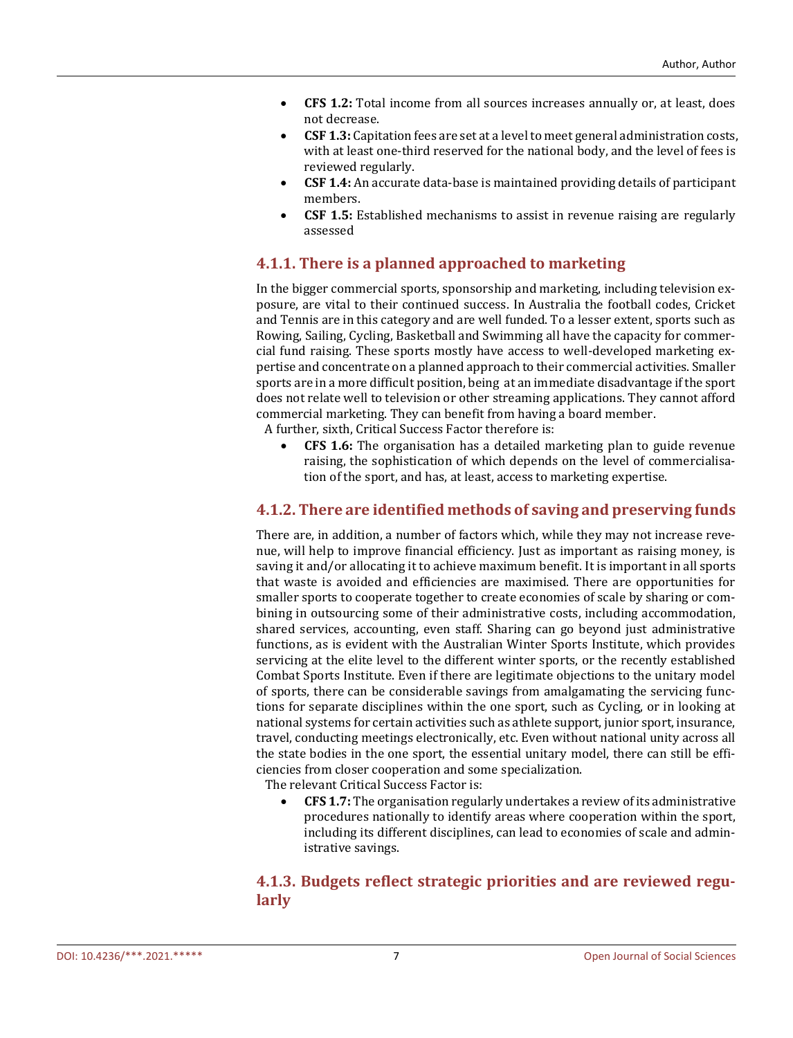- **CFS 1.2:** Total income from all sources increases annually or, at least, does not decrease.
- **CSF 1.3:** Capitation fees are set at a level to meet general administration costs, with at least one-third reserved for the national body, and the level of fees is reviewed regularly.
- **CSF 1.4:** An accurate data-base is maintained providing details of participant members.
- **CSF 1.5:** Established mechanisms to assist in revenue raising are regularly assessed

### 4.1.1. There is a planned approached to marketing

In the bigger commercial sports, sponsorship and marketing, including television exposure, are vital to their continued success. In Australia the football codes, Cricket and Tennis are in this category and are well funded. To a lesser extent, sports such as Rowing, Sailing, Cycling, Basketball and Swimming all have the capacity for commercial fund raising. These sports mostly have access to well-developed marketing expertise and concentrate on a planned approach to their commercial activities. Smaller sports are in a more difficult position, being at an immediate disadvantage if the sport does not relate well to television or other streaming applications. They cannot afford commercial marketing. They can benefit from having a board member.

A further, sixth, Critical Success Factor therefore is:

- **CFS 1.6:** The organisation has a detailed marketing plan to guide revenue raising, the sophistication of which depends on the level of commercialisation of the sport, and has, at least, access to marketing expertise.

### 4.1.2. There are identified methods of saving and preserving funds

There are, in addition, a number of factors which, while they may not increase revenue, will help to improve financial efficiency. Just as important as raising money, is saving it and/or allocating it to achieve maximum benefit. It is important in all sports that waste is avoided and efficiencies are maximised. There are opportunities for smaller sports to cooperate together to create economies of scale by sharing or combining in outsourcing some of their administrative costs, including accommodation, shared services, accounting, even staff. Sharing can go beyond just administrative functions, as is evident with the Australian Winter Sports Institute, which provides servicing at the elite level to the different winter sports, or the recently established Combat Sports Institute. Even if there are legitimate objections to the unitary model of sports, there can be considerable savings from amalgamating the servicing functions for separate disciplines within the one sport, such as Cycling, or in looking at national systems for certain activities such as athlete support, junior sport, insurance, travel, conducting meetings electronically, etc. Even without national unity across all the state bodies in the one sport, the essential unitary model, there can still be efficiencies from closer cooperation and some specialization.

The relevant Critical Success Factor is:

- **CFS 1.7:** The organisation regularly undertakes a review of its administrative procedures nationally to identify areas where cooperation within the sport, including its different disciplines, can lead to economies of scale and administrative savings.

### 4.1.3. Budgets reflect strategic priorities and are reviewed regularly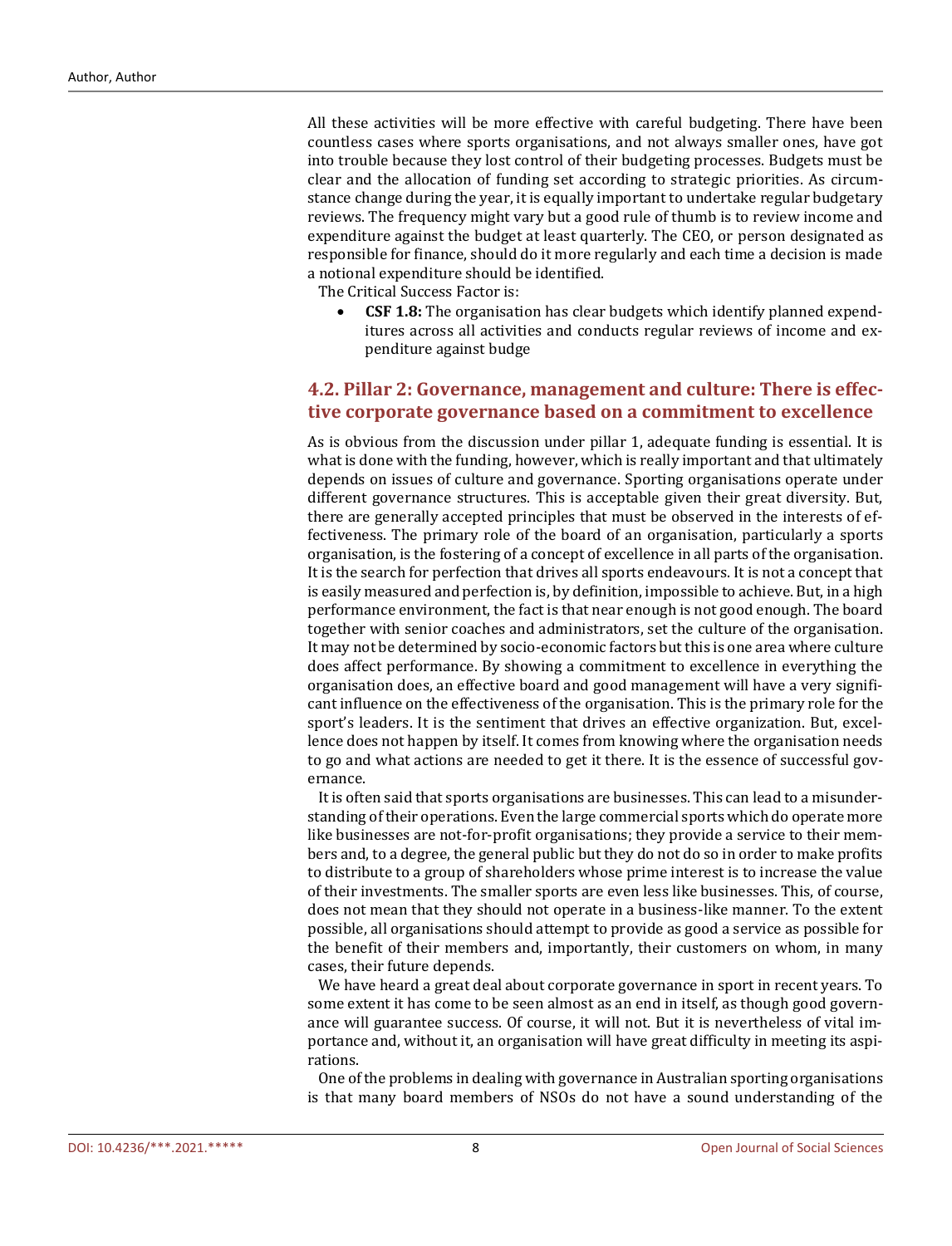All these activities will be more effective with careful budgeting. There have been countless cases where sports organisations, and not always smaller ones, have got into trouble because they lost control of their budgeting processes. Budgets must be clear and the allocation of funding set according to strategic priorities. As circumstance change during the year, it is equally important to undertake regular budgetary reviews. The frequency might vary but a good rule of thumb is to review income and expenditure against the budget at least quarterly. The CEO, or person designated as responsible for finance, should do it more regularly and each time a decision is made a notional expenditure should be identified.

The Critical Success Factor is:

- **CSF 1.8:** The organisation has clear budgets which identify planned expenditures across all activities and conducts regular reviews of income and expenditure against budge

## 4.2. Pillar 2: Governance, management and culture: There is effective corporate governance based on a commitment to excellence

As is obvious from the discussion under pillar 1, adequate funding is essential. It is what is done with the funding, however, which is really important and that ultimately depends on issues of culture and governance. Sporting organisations operate under different governance structures. This is acceptable given their great diversity. But, there are generally accepted principles that must be observed in the interests of effectiveness. The primary role of the board of an organisation, particularly a sports organisation, is the fostering of a concept of excellence in all parts of the organisation. It is the search for perfection that drives all sports endeavours. It is not a concept that is easily measured and perfection is, by definition, impossible to achieve. But, in a high performance environment, the fact is that near enough is not good enough. The board together with senior coaches and administrators, set the culture of the organisation. It may not be determined by socio-economic factors but this is one area where culture does affect performance. By showing a commitment to excellence in everything the organisation does, an effective board and good management will have a very significant influence on the effectiveness of the organisation. This is the primary role for the sport's leaders. It is the sentiment that drives an effective organization. But, excellence does not happen by itself. It comes from knowing where the organisation needs to go and what actions are needed to get it there. It is the essence of successful governance.

It is often said that sports organisations are businesses. This can lead to a misunderstanding of their operations. Even the large commercial sports which do operate more like businesses are not-for-profit organisations; they provide a service to their members and, to a degree, the general public but they do not do so in order to make profits to distribute to a group of shareholders whose prime interest is to increase the value of their investments. The smaller sports are even less like businesses. This, of course, does not mean that they should not operate in a business-like manner. To the extent possible, all organisations should attempt to provide as good a service as possible for the benefit of their members and, importantly, their customers on whom, in many cases, their future depends.

We have heard a great deal about corporate governance in sport in recent years. To some extent it has come to be seen almost as an end in itself, as though good governance will guarantee success. Of course, it will not. But it is nevertheless of vital importance and, without it, an organisation will have great difficulty in meeting its aspirations.

One of the problems in dealing with governance in Australian sporting organisations is that many board members of NSOs do not have a sound understanding of the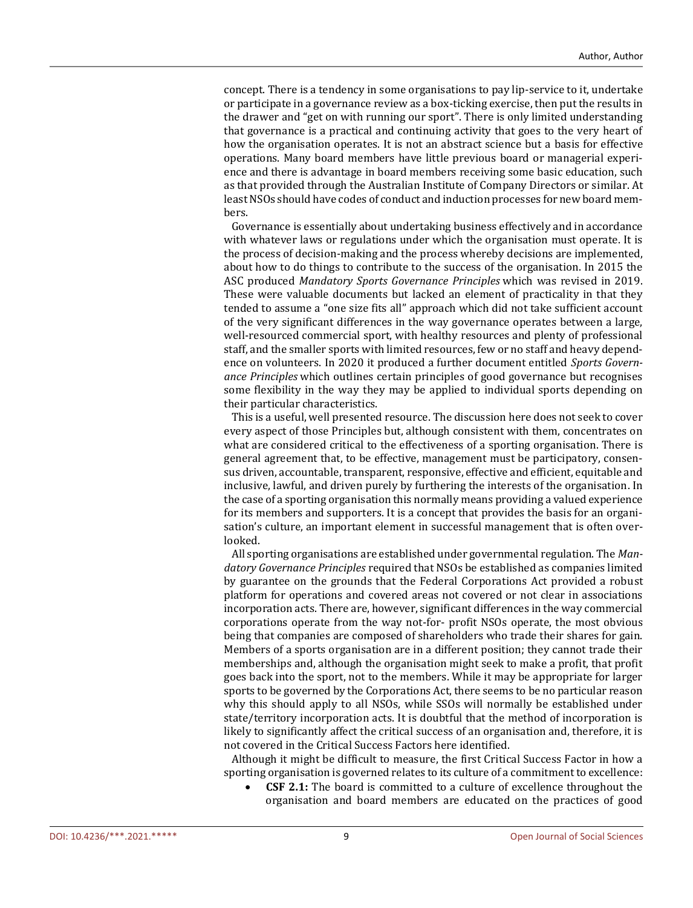concept. There is a tendency in some organisations to pay lip-service to it, undertake or participate in a governance review as a box-ticking exercise, then put the results in the drawer and "get on with running our sport". There is only limited understanding that governance is a practical and continuing activity that goes to the very heart of how the organisation operates. It is not an abstract science but a basis for effective operations. Many board members have little previous board or managerial experience and there is advantage in board members receiving some basic education, such as that provided through the Australian Institute of Company Directors or similar. At least NSOs should have codes of conduct and induction processes for new board members.

Governance is essentially about undertaking business effectively and in accordance with whatever laws or regulations under which the organisation must operate. It is the process of decision-making and the process whereby decisions are implemented, about how to do things to contribute to the success of the organisation. In 2015 the ASC produced *Mandatory Sports Governance Principles* which was revised in 2019. These were valuable documents but lacked an element of practicality in that they tended to assume a "one size fits all" approach which did not take sufficient account of the very significant differences in the way governance operates between a large, well-resourced commercial sport, with healthy resources and plenty of professional staff, and the smaller sports with limited resources, few or no staff and heavy dependence on volunteers. In 2020 it produced a further document entitled *Sports Governance Principles* which outlines certain principles of good governance but recognises some flexibility in the way they may be applied to individual sports depending on their particular characteristics.

This is a useful, well presented resource. The discussion here does not seek to cover every aspect of those Principles but, although consistent with them, concentrates on what are considered critical to the effectiveness of a sporting organisation. There is general agreement that, to be effective, management must be participatory, consensus driven, accountable, transparent, responsive, effective and efficient, equitable and inclusive, lawful, and driven purely by furthering the interests of the organisation. In the case of a sporting organisation this normally means providing a valued experience for its members and supporters. It is a concept that provides the basis for an organisation's culture, an important element in successful management that is often overlooked.

All sporting organisations are established under governmental regulation. The *Mandatory Governance Principles* required that NSOs be established as companies limited by guarantee on the grounds that the Federal Corporations Act provided a robust platform for operations and covered areas not covered or not clear in associations incorporation acts. There are, however, significant differences in the way commercial corporations operate from the way not-for- profit NSOs operate, the most obvious being that companies are composed of shareholders who trade their shares for gain. Members of a sports organisation are in a different position; they cannot trade their memberships and, although the organisation might seek to make a profit, that profit goes back into the sport, not to the members. While it may be appropriate for larger sports to be governed by the Corporations Act, there seems to be no particular reason why this should apply to all NSOs, while SSOs will normally be established under state/territory incorporation acts. It is doubtful that the method of incorporation is likely to significantly affect the critical success of an organisation and, therefore, it is not covered in the Critical Success Factors here identified.

Although it might be difficult to measure, the first Critical Success Factor in how a sporting organisation is governed relates to its culture of a commitment to excellence:

- **CSF 2.1:** The board is committed to a culture of excellence throughout the organisation and board members are educated on the practices of good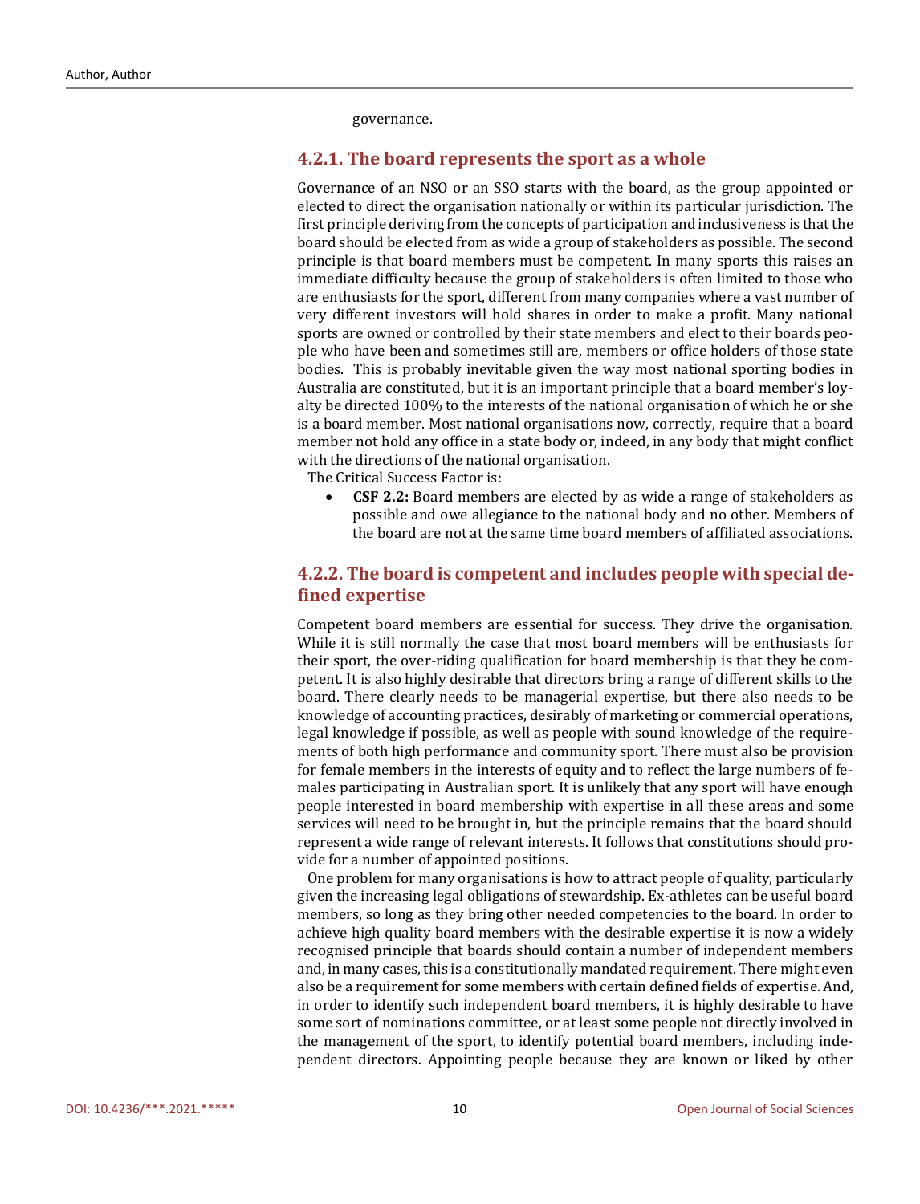governance.

### 4.2.1. The board represents the sport as a whole

Governance of an NSO or an SSO starts with the board, as the group appointed or elected to direct the organisation nationally or within its particular jurisdiction. The first principle deriving from the concepts of participation and inclusiveness is that the board should be elected from as wide a group of stakeholders as possible. The second principle is that board members must be competent. In many sports this raises an immediate difficulty because the group of stakeholders is often limited to those who are enthusiasts for the sport, different from many companies where a vast number of very different investors will hold shares in order to make a profit. Many national sports are owned or controlled by their state members and elect to their boards people who have been and sometimes still are, members or office holders of those state bodies. This is probably inevitable given the way most national sporting bodies in Australia are constituted, but it is an important principle that a board member's loyalty be directed 100% to the interests of the national organisation of which he or she is a board member. Most national organisations now, correctly, require that a board member not hold any office in a state body or, indeed, in any body that might conflict with the directions of the national organisation.

The Critical Success Factor is:

- **CSF 2.2:** Board members are elected by as wide a range of stakeholders as possible and owe allegiance to the national body and no other. Members of the board are not at the same time board members of affiliated associations.

### 4.2.2. The board is competent and includes people with special defined expertise

Competent board members are essential for success. They drive the organisation. While it is still normally the case that most board members will be enthusiasts for their sport, the over-riding qualification for board membership is that they be competent. It is also highly desirable that directors bring a range of different skills to the board. There clearly needs to be managerial expertise, but there also needs to be knowledge of accounting practices, desirably of marketing or commercial operations, legal knowledge if possible, as well as people with sound knowledge of the requirements of both high performance and community sport. There must also be provision for female members in the interests of equity and to reflect the large numbers of females participating in Australian sport. It is unlikely that any sport will have enough people interested in board membership with expertise in all these areas and some services will need to be brought in, but the principle remains that the board should represent a wide range of relevant interests. It follows that constitutions should provide for a number of appointed positions.

One problem for many organisations is how to attract people of quality, particularly given the increasing legal obligations of stewardship. Ex-athletes can be useful board members, so long as they bring other needed competencies to the board. In order to achieve high quality board members with the desirable expertise it is now a widely recognised principle that boards should contain a number of independent members and, in many cases, this is a constitutionally mandated requirement. There might even also be a requirement for some members with certain defined fields of expertise. And, in order to identify such independent board members, it is highly desirable to have some sort of nominations committee, or at least some people not directly involved in the management of the sport, to identify potential board members, including independent directors. Appointing people because they are known or liked by other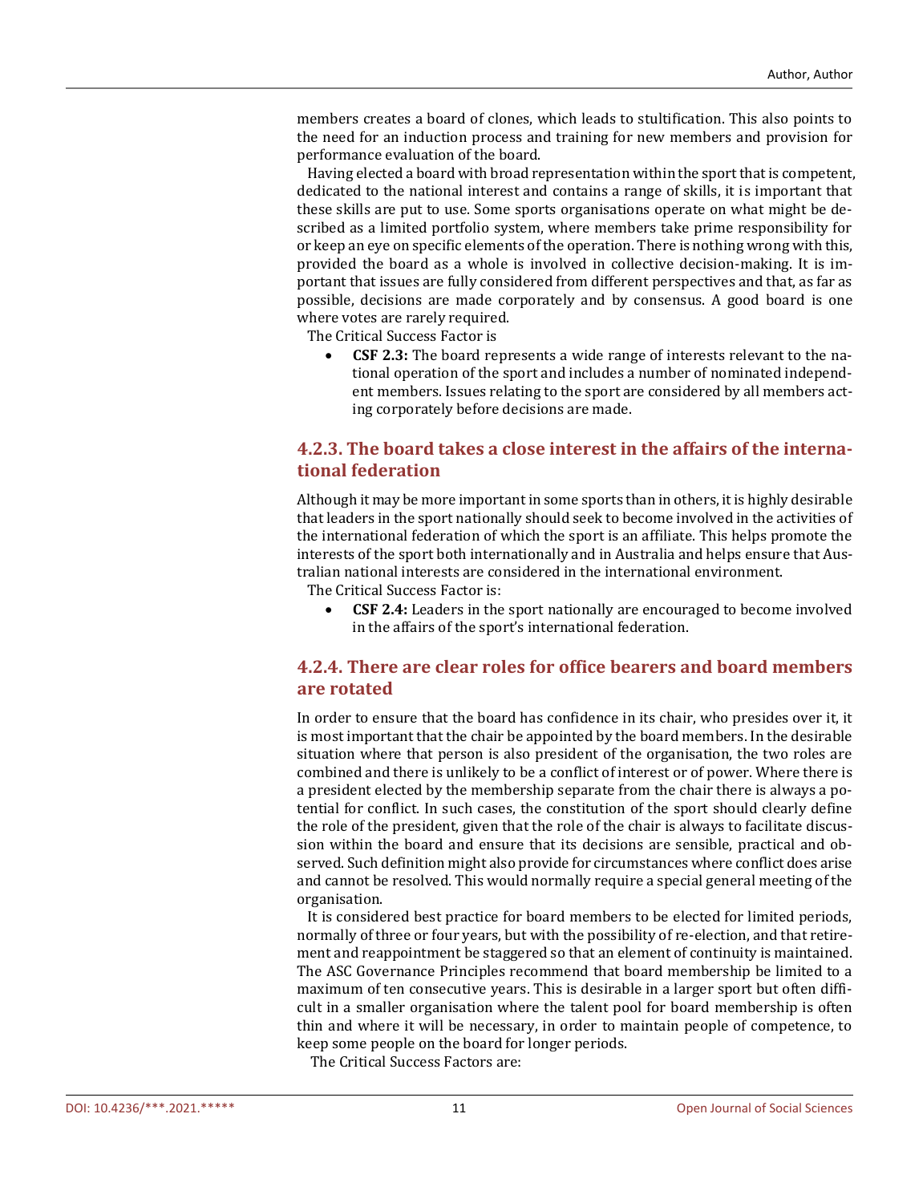members creates a board of clones, which leads to stultification. This also points to the need for an induction process and training for new members and provision for performance evaluation of the board.

Having elected a board with broad representation within the sport that is competent, dedicated to the national interest and contains a range of skills, it is important that these skills are put to use. Some sports organisations operate on what might be described as a limited portfolio system, where members take prime responsibility for or keep an eye on specific elements of the operation. There is nothing wrong with this, provided the board as a whole is involved in collective decision-making. It is important that issues are fully considered from different perspectives and that, as far as possible, decisions are made corporately and by consensus. A good board is one where votes are rarely required.

The Critical Success Factor is

- **CSF 2.3:** The board represents a wide range of interests relevant to the national operation of the sport and includes a number of nominated independent members. Issues relating to the sport are considered by all members acting corporately before decisions are made.

### 4.2.3. The board takes a close interest in the affairs of the international federation

Although it may be more important in some sports than in others, it is highly desirable that leaders in the sport nationally should seek to become involved in the activities of the international federation of which the sport is an affiliate. This helps promote the interests of the sport both internationally and in Australia and helps ensure that Australian national interests are considered in the international environment.

The Critical Success Factor is:

- **CSF 2.4:** Leaders in the sport nationally are encouraged to become involved in the affairs of the sport's international federation.

### 4.2.4. There are clear roles for office bearers and board members are rotated

In order to ensure that the board has confidence in its chair, who presides over it, it is most important that the chair be appointed by the board members. In the desirable situation where that person is also president of the organisation, the two roles are combined and there is unlikely to be a conflict of interest or of power. Where there is a president elected by the membership separate from the chair there is always a potential for conflict. In such cases, the constitution of the sport should clearly define the role of the president, given that the role of the chair is always to facilitate discussion within the board and ensure that its decisions are sensible, practical and observed. Such definition might also provide for circumstances where conflict does arise and cannot be resolved. This would normally require a special general meeting of the organisation.

It is considered best practice for board members to be elected for limited periods, normally of three or four years, but with the possibility of re-election, and that retirement and reappointment be staggered so that an element of continuity is maintained. The ASC Governance Principles recommend that board membership be limited to a maximum of ten consecutive years. This is desirable in a larger sport but often difficult in a smaller organisation where the talent pool for board membership is often thin and where it will be necessary, in order to maintain people of competence, to keep some people on the board for longer periods.

The Critical Success Factors are: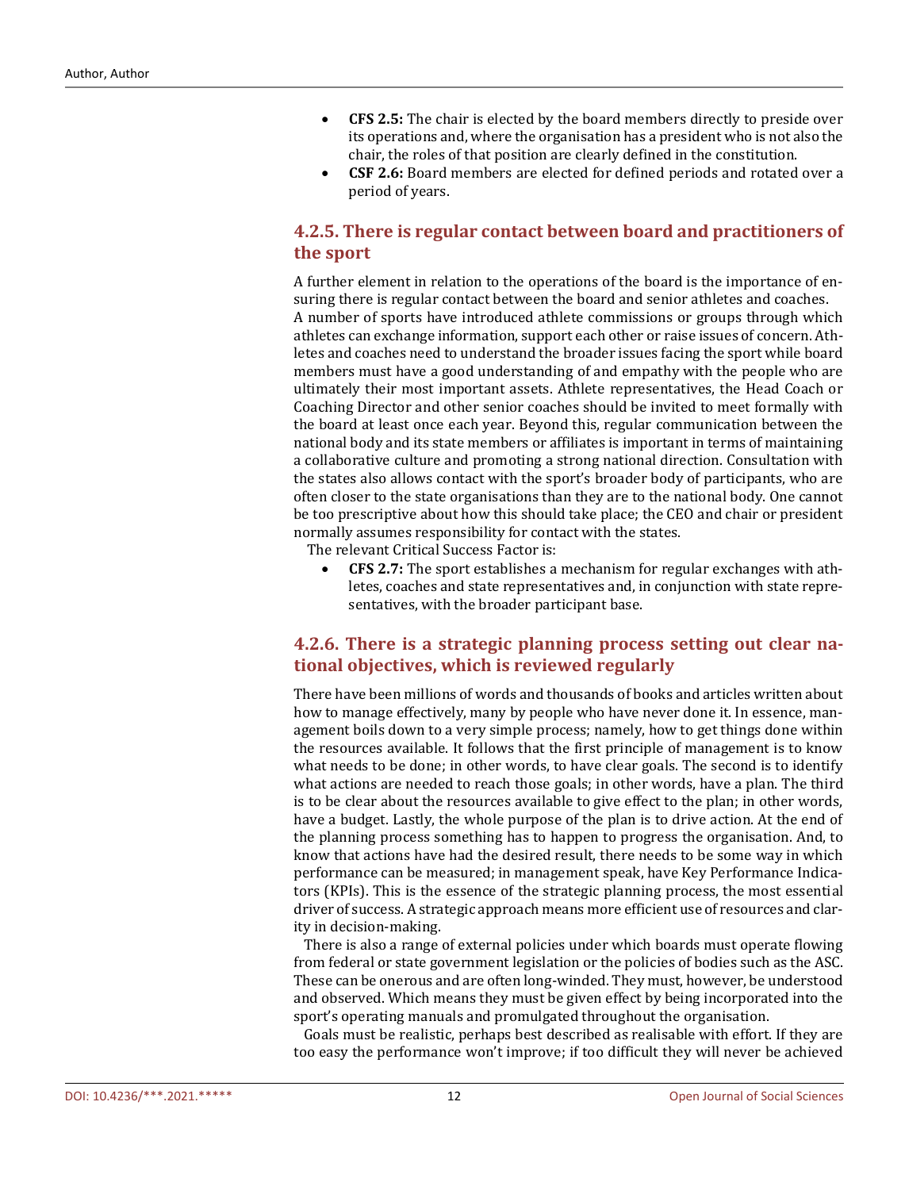- **CFS 2.5:** The chair is elected by the board members directly to preside over its operations and, where the organisation has a president who is not also the chair, the roles of that position are clearly defined in the constitution.
- **CSF 2.6:** Board members are elected for defined periods and rotated over a period of years.

### 4.2.5. There is regular contact between board and practitioners of the sport

A further element in relation to the operations of the board is the importance of ensuring there is regular contact between the board and senior athletes and coaches. A number of sports have introduced athlete commissions or groups through which athletes can exchange information, support each other or raise issues of concern. Athletes and coaches need to understand the broader issues facing the sport while board members must have a good understanding of and empathy with the people who are ultimately their most important assets. Athlete representatives, the Head Coach or Coaching Director and other senior coaches should be invited to meet formally with the board at least once each year. Beyond this, regular communication between the national body and its state members or affiliates is important in terms of maintaining a collaborative culture and promoting a strong national direction. Consultation with the states also allows contact with the sport's broader body of participants, who are often closer to the state organisations than they are to the national body. One cannot be too prescriptive about how this should take place; the CEO and chair or president normally assumes responsibility for contact with the states.

The relevant Critical Success Factor is:

- **CFS 2.7:** The sport establishes a mechanism for regular exchanges with athletes, coaches and state representatives and, in conjunction with state representatives, with the broader participant base.

### 4.2.6. There is a strategic planning process setting out clear national objectives, which is reviewed regularly

There have been millions of words and thousands of books and articles written about how to manage effectively, many by people who have never done it. In essence, management boils down to a very simple process; namely, how to get things done within the resources available. It follows that the first principle of management is to know what needs to be done; in other words, to have clear goals. The second is to identify what actions are needed to reach those goals; in other words, have a plan. The third is to be clear about the resources available to give effect to the plan; in other words, have a budget. Lastly, the whole purpose of the plan is to drive action. At the end of the planning process something has to happen to progress the organisation. And, to know that actions have had the desired result, there needs to be some way in which performance can be measured; in management speak, have Key Performance Indicators (KPIs). This is the essence of the strategic planning process, the most essential driver of success. A strategic approach means more efficient use of resources and clarity in decision-making.

There is also a range of external policies under which boards must operate flowing from federal or state government legislation or the policies of bodies such as the ASC. These can be onerous and are often long-winded. They must, however, be understood and observed. Which means they must be given effect by being incorporated into the sport's operating manuals and promulgated throughout the organisation.

Goals must be realistic, perhaps best described as realisable with effort. If they are too easy the performance won't improve; if too difficult they will never be achieved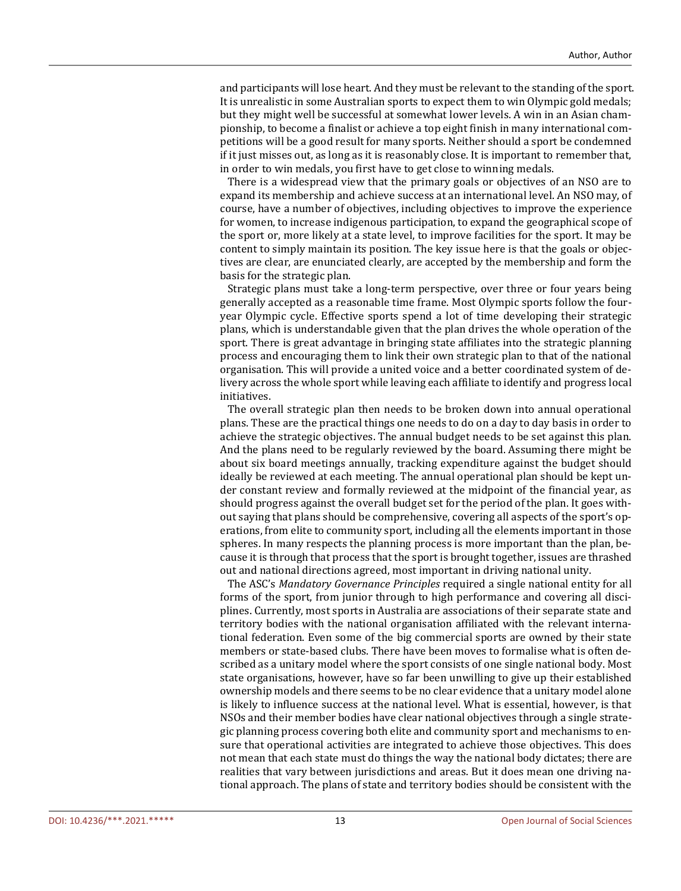and participants will lose heart. And they must be relevant to the standing of the sport. It is unrealistic in some Australian sports to expect them to win Olympic gold medals; but they might well be successful at somewhat lower levels. A win in an Asian championship, to become a finalist or achieve a top eight finish in many international competitions will be a good result for many sports. Neither should a sport be condemned if it just misses out, as long as it is reasonably close. It is important to remember that, in order to win medals, you first have to get close to winning medals.

There is a widespread view that the primary goals or objectives of an NSO are to expand its membership and achieve success at an international level. An NSO may, of course, have a number of objectives, including objectives to improve the experience for women, to increase indigenous participation, to expand the geographical scope of the sport or, more likely at a state level, to improve facilities for the sport. It may be content to simply maintain its position. The key issue here is that the goals or objectives are clear, are enunciated clearly, are accepted by the membership and form the basis for the strategic plan.

Strategic plans must take a long-term perspective, over three or four years being generally accepted as a reasonable time frame. Most Olympic sports follow the four-year Olympic cycle. Effective sports spend a lot of time developing their strategic plans, which is understandable given that the plan drives the whole operation of the sport. There is great advantage in bringing state affiliates into the strategic planning process and encouraging them to link their own strategic plan to that of the national organisation. This will provide a united voice and a better coordinated system of delivery across the whole sport while leaving each affiliate to identify and progress local initiatives.

The overall strategic plan then needs to be broken down into annual operational plans. These are the practical things one needs to do on a day to day basis in order to achieve the strategic objectives. The annual budget needs to be set against this plan. And the plans need to be regularly reviewed by the board. Assuming there might be about six board meetings annually, tracking expenditure against the budget should ideally be reviewed at each meeting. The annual operational plan should be kept under constant review and formally reviewed at the midpoint of the financial year, as should progress against the overall budget set for the period of the plan. It goes without saying that plans should be comprehensive, covering all aspects of the sport's operations, from elite to community sport, including all the elements important in those spheres. In many respects the planning process is more important than the plan, because it is through that process that the sport is brought together, issues are thrashed out and national directions agreed, most important in driving national unity.

The ASC's *Mandatory Governance Principles* required a single national entity for all forms of the sport, from junior through to high performance and covering all disciplines. Currently, most sports in Australia are associations of their separate state and territory bodies with the national organisation affiliated with the relevant international federation. Even some of the big commercial sports are owned by their state members or state-based clubs. There have been moves to formalise what is often described as a unitary model where the sport consists of one single national body. Most state organisations, however, have so far been unwilling to give up their established ownership models and there seems to be no clear evidence that a unitary model alone is likely to influence success at the national level. What is essential, however, is that NSOs and their member bodies have clear national objectives through a single strategic planning process covering both elite and community sport and mechanisms to ensure that operational activities are integrated to achieve those objectives. This does not mean that each state must do things the way the national body dictates; there are realities that vary between jurisdictions and areas. But it does mean one driving national approach. The plans of state and territory bodies should be consistent with the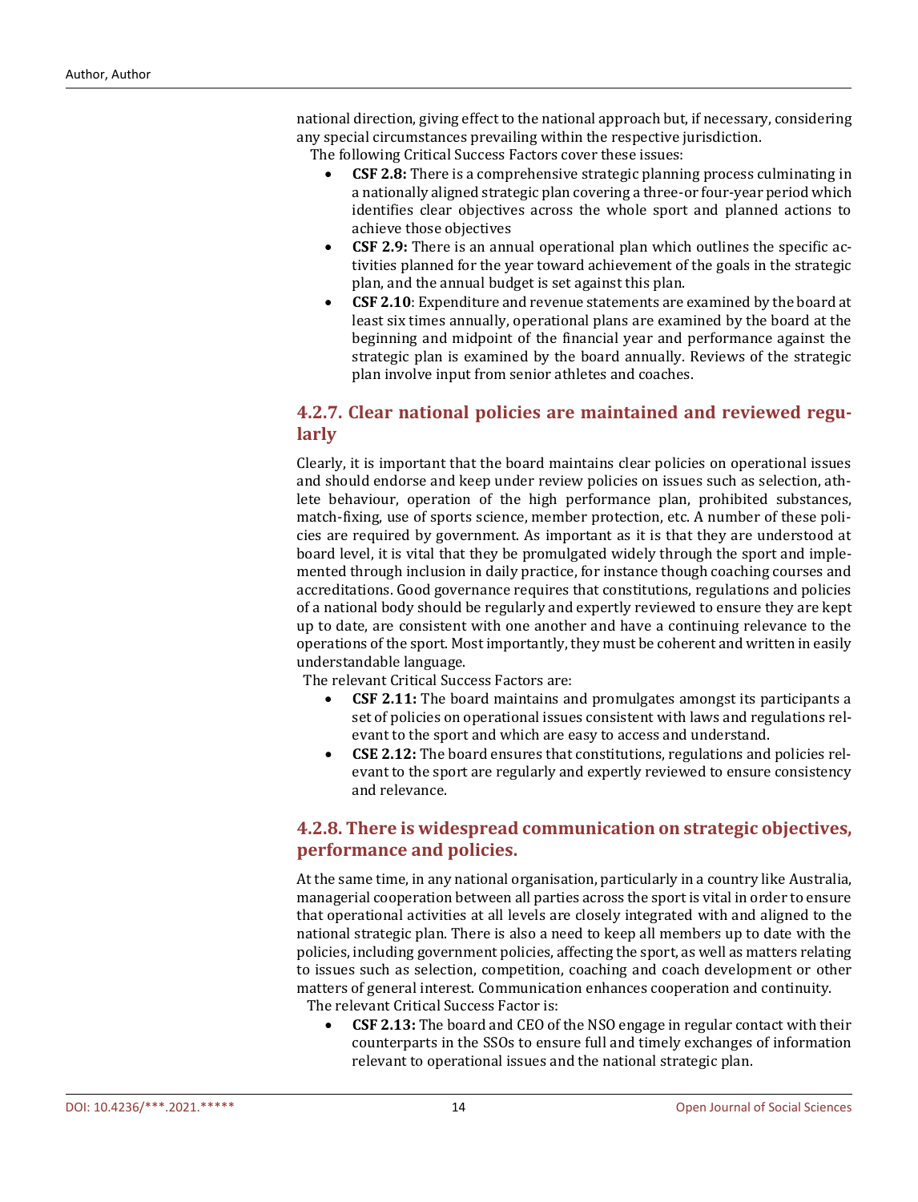national direction, giving effect to the national approach but, if necessary, considering any special circumstances prevailing within the respective jurisdiction.

The following Critical Success Factors cover these issues:

- **CSF 2.8:** There is a comprehensive strategic planning process culminating in a nationally aligned strategic plan covering a three-or four-year period which identifies clear objectives across the whole sport and planned actions to achieve those objectives
- **CSF 2.9:** There is an annual operational plan which outlines the specific activities planned for the year toward achievement of the goals in the strategic plan, and the annual budget is set against this plan.
- **CSF 2.10**: Expenditure and revenue statements are examined by the board at least six times annually, operational plans are examined by the board at the beginning and midpoint of the financial year and performance against the strategic plan is examined by the board annually. Reviews of the strategic plan involve input from senior athletes and coaches.

### 4.2.7. Clear national policies are maintained and reviewed regularly

Clearly, it is important that the board maintains clear policies on operational issues and should endorse and keep under review policies on issues such as selection, athlete behaviour, operation of the high performance plan, prohibited substances, match-fixing, use of sports science, member protection, etc. A number of these policies are required by government. As important as it is that they are understood at board level, it is vital that they be promulgated widely through the sport and implemented through inclusion in daily practice, for instance though coaching courses and accreditations. Good governance requires that constitutions, regulations and policies of a national body should be regularly and expertly reviewed to ensure they are kept up to date, are consistent with one another and have a continuing relevance to the operations of the sport. Most importantly, they must be coherent and written in easily understandable language.

The relevant Critical Success Factors are:

- **CSF 2.11:** The board maintains and promulgates amongst its participants a set of policies on operational issues consistent with laws and regulations relevant to the sport and which are easy to access and understand.
- **CSE 2.12:** The board ensures that constitutions, regulations and policies relevant to the sport are regularly and expertly reviewed to ensure consistency and relevance.

### 4.2.8. There is widespread communication on strategic objectives, performance and policies.

At the same time, in any national organisation, particularly in a country like Australia, managerial cooperation between all parties across the sport is vital in order to ensure that operational activities at all levels are closely integrated with and aligned to the national strategic plan. There is also a need to keep all members up to date with the policies, including government policies, affecting the sport, as well as matters relating to issues such as selection, competition, coaching and coach development or other matters of general interest. Communication enhances cooperation and continuity.

The relevant Critical Success Factor is:

- **CSF 2.13:** The board and CEO of the NSO engage in regular contact with their counterparts in the SSOs to ensure full and timely exchanges of information relevant to operational issues and the national strategic plan.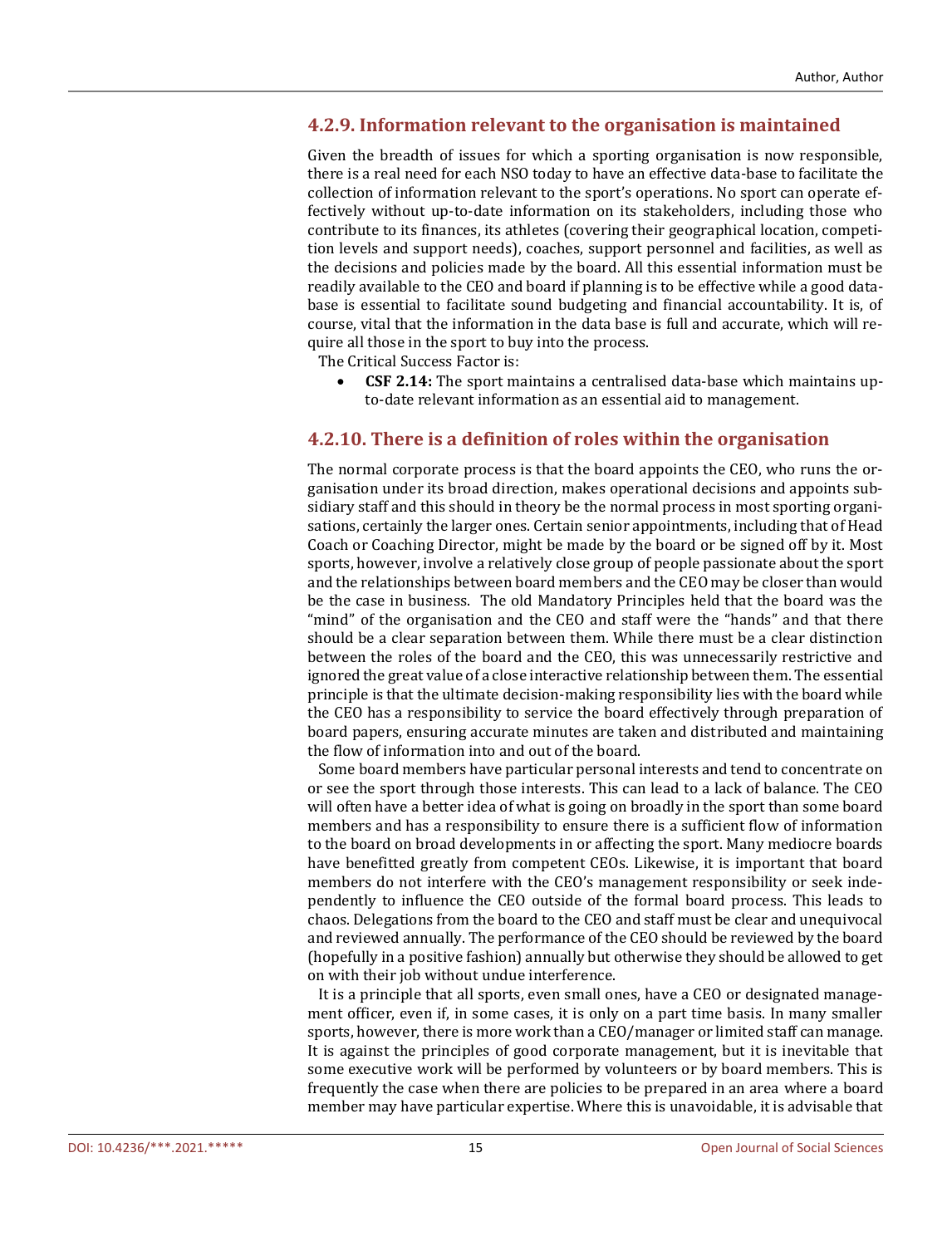### 4.2.9. Information relevant to the organisation is maintained

Given the breadth of issues for which a sporting organisation is now responsible, there is a real need for each NSO today to have an effective data-base to facilitate the collection of information relevant to the sport's operations. No sport can operate effectively without up-to-date information on its stakeholders, including those who contribute to its finances, its athletes (covering their geographical location, competition levels and support needs), coaches, support personnel and facilities, as well as the decisions and policies made by the board. All this essential information must be readily available to the CEO and board if planning is to be effective while a good database is essential to facilitate sound budgeting and financial accountability. It is, of course, vital that the information in the data base is full and accurate, which will require all those in the sport to buy into the process.

The Critical Success Factor is:

- **CSF 2.14:** The sport maintains a centralised data-base which maintains up-to-date relevant information as an essential aid to management.

### 4.2.10. There is a definition of roles within the organisation

The normal corporate process is that the board appoints the CEO, who runs the organisation under its broad direction, makes operational decisions and appoints subsidiary staff and this should in theory be the normal process in most sporting organisations, certainly the larger ones. Certain senior appointments, including that of Head Coach or Coaching Director, might be made by the board or be signed off by it. Most sports, however, involve a relatively close group of people passionate about the sport and the relationships between board members and the CEO may be closer than would be the case in business. The old Mandatory Principles held that the board was the "mind" of the organisation and the CEO and staff were the "hands" and that there should be a clear separation between them. While there must be a clear distinction between the roles of the board and the CEO, this was unnecessarily restrictive and ignored the great value of a close interactive relationship between them. The essential principle is that the ultimate decision-making responsibility lies with the board while the CEO has a responsibility to service the board effectively through preparation of board papers, ensuring accurate minutes are taken and distributed and maintaining the flow of information into and out of the board.

Some board members have particular personal interests and tend to concentrate on or see the sport through those interests. This can lead to a lack of balance. The CEO will often have a better idea of what is going on broadly in the sport than some board members and has a responsibility to ensure there is a sufficient flow of information to the board on broad developments in or affecting the sport. Many mediocre boards have benefitted greatly from competent CEOs. Likewise, it is important that board members do not interfere with the CEO's management responsibility or seek independently to influence the CEO outside of the formal board process. This leads to chaos. Delegations from the board to the CEO and staff must be clear and unequivocal and reviewed annually. The performance of the CEO should be reviewed by the board (hopefully in a positive fashion) annually but otherwise they should be allowed to get on with their job without undue interference.

It is a principle that all sports, even small ones, have a CEO or designated management officer, even if, in some cases, it is only on a part time basis. In many smaller sports, however, there is more work than a CEO/manager or limited staff can manage. It is against the principles of good corporate management, but it is inevitable that some executive work will be performed by volunteers or by board members. This is frequently the case when there are policies to be prepared in an area where a board member may have particular expertise. Where this is unavoidable, it is advisable that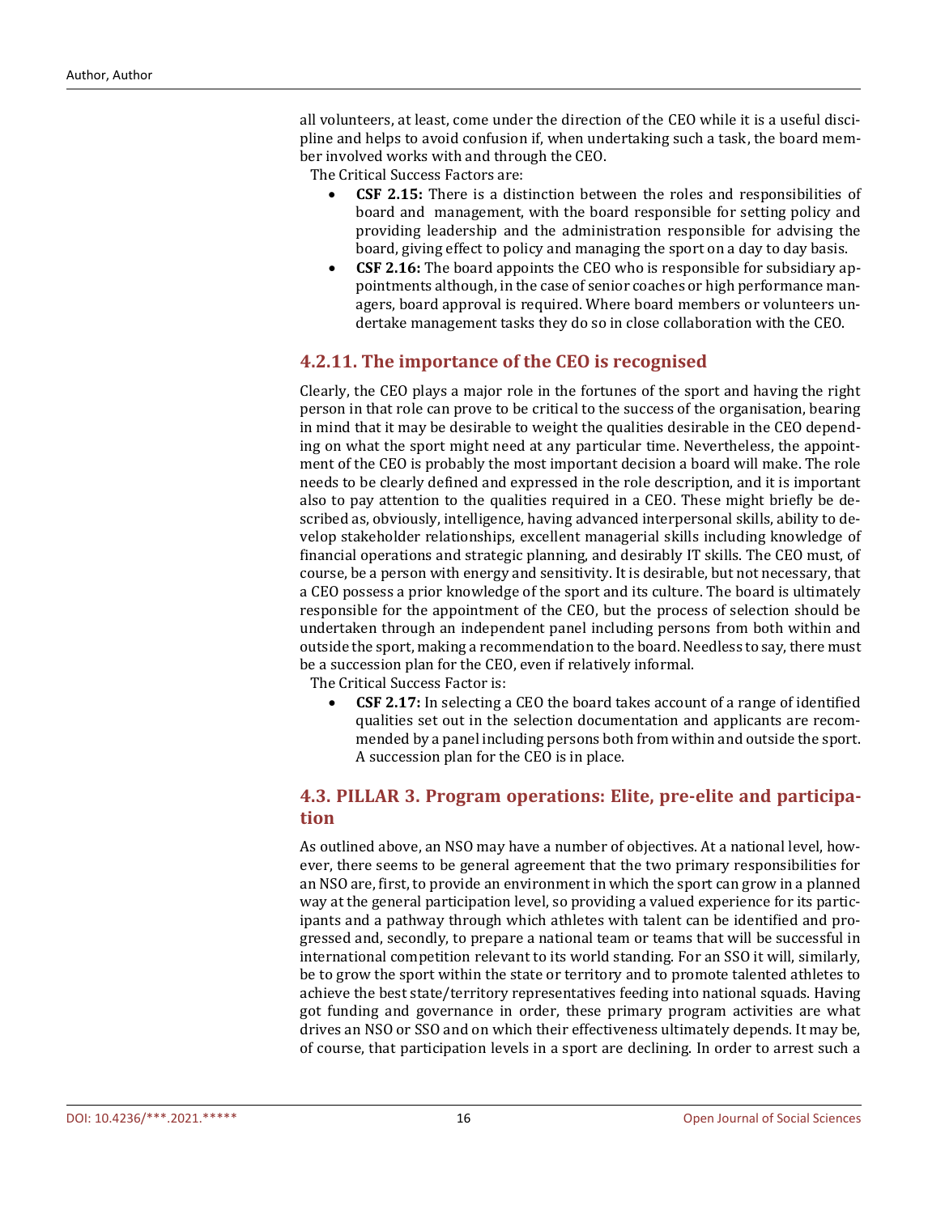all volunteers, at least, come under the direction of the CEO while it is a useful discipline and helps to avoid confusion if, when undertaking such a task, the board member involved works with and through the CEO.

The Critical Success Factors are:

- **CSF 2.15:** There is a distinction between the roles and responsibilities of board and management, with the board responsible for setting policy and providing leadership and the administration responsible for advising the board, giving effect to policy and managing the sport on a day to day basis.
- **CSF 2.16:** The board appoints the CEO who is responsible for subsidiary appointments although, in the case of senior coaches or high performance managers, board approval is required. Where board members or volunteers undertake management tasks they do so in close collaboration with the CEO.

### 4.2.11. The importance of the CEO is recognised

Clearly, the CEO plays a major role in the fortunes of the sport and having the right person in that role can prove to be critical to the success of the organisation, bearing in mind that it may be desirable to weight the qualities desirable in the CEO depending on what the sport might need at any particular time. Nevertheless, the appointment of the CEO is probably the most important decision a board will make. The role needs to be clearly defined and expressed in the role description, and it is important also to pay attention to the qualities required in a CEO. These might briefly be described as, obviously, intelligence, having advanced interpersonal skills, ability to develop stakeholder relationships, excellent managerial skills including knowledge of financial operations and strategic planning, and desirably IT skills. The CEO must, of course, be a person with energy and sensitivity. It is desirable, but not necessary, that a CEO possess a prior knowledge of the sport and its culture. The board is ultimately responsible for the appointment of the CEO, but the process of selection should be undertaken through an independent panel including persons from both within and outside the sport, making a recommendation to the board. Needless to say, there must be a succession plan for the CEO, even if relatively informal.

The Critical Success Factor is:

- **CSF 2.17:** In selecting a CEO the board takes account of a range of identified qualities set out in the selection documentation and applicants are recommended by a panel including persons both from within and outside the sport. A succession plan for the CEO is in place.

## 4.3. PILLAR 3. Program operations: Elite, pre-elite and participation

As outlined above, an NSO may have a number of objectives. At a national level, however, there seems to be general agreement that the two primary responsibilities for an NSO are, first, to provide an environment in which the sport can grow in a planned way at the general participation level, so providing a valued experience for its participants and a pathway through which athletes with talent can be identified and progressed and, secondly, to prepare a national team or teams that will be successful in international competition relevant to its world standing. For an SSO it will, similarly, be to grow the sport within the state or territory and to promote talented athletes to achieve the best state/territory representatives feeding into national squads. Having got funding and governance in order, these primary program activities are what drives an NSO or SSO and on which their effectiveness ultimately depends. It may be, of course, that participation levels in a sport are declining. In order to arrest such a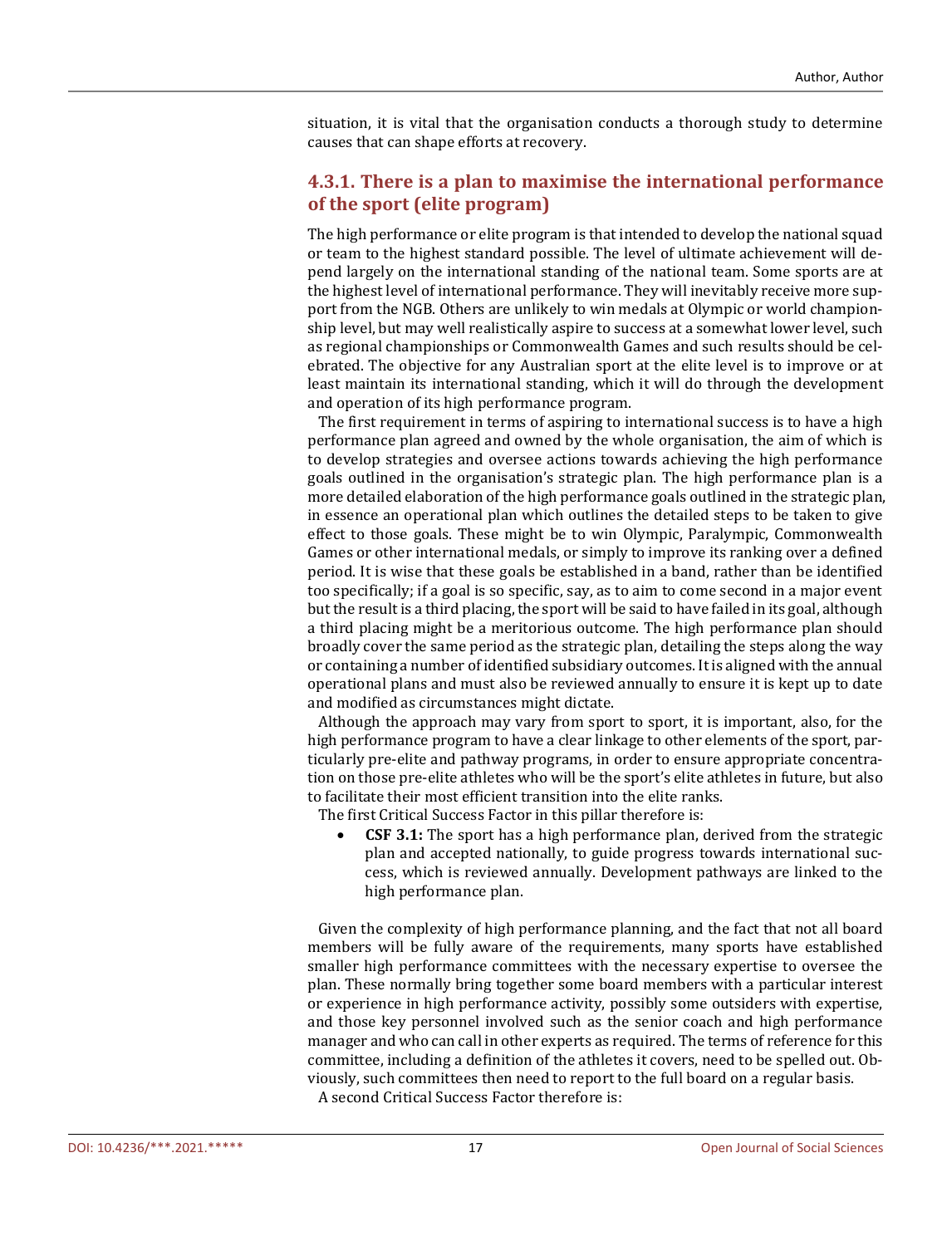situation, it is vital that the organisation conducts a thorough study to determine causes that can shape efforts at recovery.

### 4.3.1. There is a plan to maximise the international performance of the sport (elite program)

The high performance or elite program is that intended to develop the national squad or team to the highest standard possible. The level of ultimate achievement will depend largely on the international standing of the national team. Some sports are at the highest level of international performance. They will inevitably receive more support from the NGB. Others are unlikely to win medals at Olympic or world championship level, but may well realistically aspire to success at a somewhat lower level, such as regional championships or Commonwealth Games and such results should be celebrated. The objective for any Australian sport at the elite level is to improve or at least maintain its international standing, which it will do through the development and operation of its high performance program.

The first requirement in terms of aspiring to international success is to have a high performance plan agreed and owned by the whole organisation, the aim of which is to develop strategies and oversee actions towards achieving the high performance goals outlined in the organisation's strategic plan. The high performance plan is a more detailed elaboration of the high performance goals outlined in the strategic plan, in essence an operational plan which outlines the detailed steps to be taken to give effect to those goals. These might be to win Olympic, Paralympic, Commonwealth Games or other international medals, or simply to improve its ranking over a defined period. It is wise that these goals be established in a band, rather than be identified too specifically; if a goal is so specific, say, as to aim to come second in a major event but the result is a third placing, the sport will be said to have failed in its goal, although a third placing might be a meritorious outcome. The high performance plan should broadly cover the same period as the strategic plan, detailing the steps along the way or containing a number of identified subsidiary outcomes. It is aligned with the annual operational plans and must also be reviewed annually to ensure it is kept up to date and modified as circumstances might dictate.

Although the approach may vary from sport to sport, it is important, also, for the high performance program to have a clear linkage to other elements of the sport, particularly pre-elite and pathway programs, in order to ensure appropriate concentration on those pre-elite athletes who will be the sport's elite athletes in future, but also to facilitate their most efficient transition into the elite ranks.

The first Critical Success Factor in this pillar therefore is:

- **CSF 3.1:** The sport has a high performance plan, derived from the strategic plan and accepted nationally, to guide progress towards international success, which is reviewed annually. Development pathways are linked to the high performance plan.

Given the complexity of high performance planning, and the fact that not all board members will be fully aware of the requirements, many sports have established smaller high performance committees with the necessary expertise to oversee the plan. These normally bring together some board members with a particular interest or experience in high performance activity, possibly some outsiders with expertise, and those key personnel involved such as the senior coach and high performance manager and who can call in other experts as required. The terms of reference for this committee, including a definition of the athletes it covers, need to be spelled out. Obviously, such committees then need to report to the full board on a regular basis.

A second Critical Success Factor therefore is: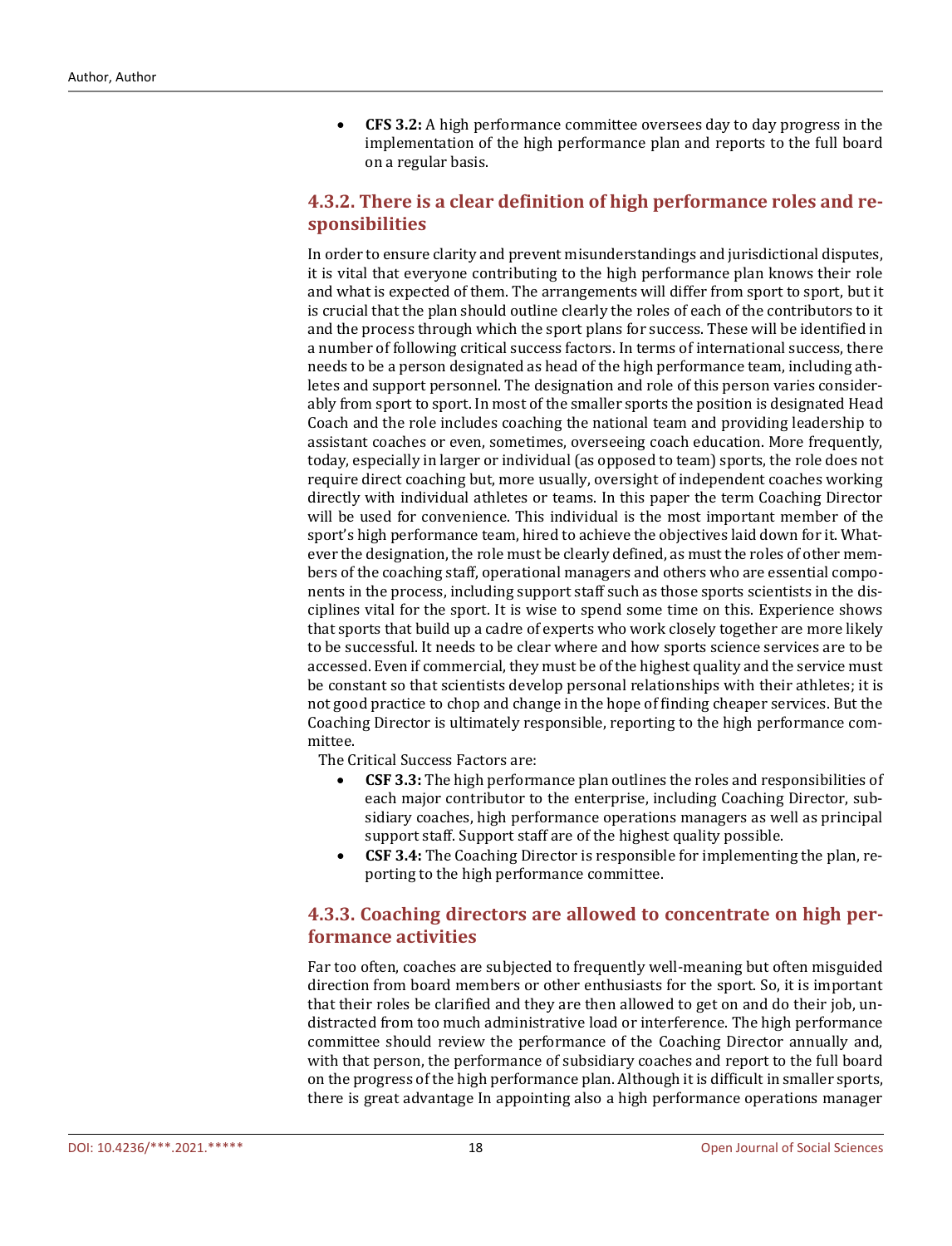- **CFS 3.2:** A high performance committee oversees day to day progress in the implementation of the high performance plan and reports to the full board on a regular basis.

### 4.3.2. There is a clear definition of high performance roles and responsibilities

In order to ensure clarity and prevent misunderstandings and jurisdictional disputes, it is vital that everyone contributing to the high performance plan knows their role and what is expected of them. The arrangements will differ from sport to sport, but it is crucial that the plan should outline clearly the roles of each of the contributors to it and the process through which the sport plans for success. These will be identified in a number of following critical success factors. In terms of international success, there needs to be a person designated as head of the high performance team, including athletes and support personnel. The designation and role of this person varies considerably from sport to sport. In most of the smaller sports the position is designated Head Coach and the role includes coaching the national team and providing leadership to assistant coaches or even, sometimes, overseeing coach education. More frequently, today, especially in larger or individual (as opposed to team) sports, the role does not require direct coaching but, more usually, oversight of independent coaches working directly with individual athletes or teams. In this paper the term Coaching Director will be used for convenience. This individual is the most important member of the sport's high performance team, hired to achieve the objectives laid down for it. Whatever the designation, the role must be clearly defined, as must the roles of other members of the coaching staff, operational managers and others who are essential components in the process, including support staff such as those sports scientists in the disciplines vital for the sport. It is wise to spend some time on this. Experience shows that sports that build up a cadre of experts who work closely together are more likely to be successful. It needs to be clear where and how sports science services are to be accessed. Even if commercial, they must be of the highest quality and the service must be constant so that scientists develop personal relationships with their athletes; it is not good practice to chop and change in the hope of finding cheaper services. But the Coaching Director is ultimately responsible, reporting to the high performance committee.

The Critical Success Factors are:

- **CSF 3.3:** The high performance plan outlines the roles and responsibilities of each major contributor to the enterprise, including Coaching Director, subsidiary coaches, high performance operations managers as well as principal support staff. Support staff are of the highest quality possible.
- **CSF 3.4:** The Coaching Director is responsible for implementing the plan, reporting to the high performance committee.

### 4.3.3. Coaching directors are allowed to concentrate on high performance activities

Far too often, coaches are subjected to frequently well-meaning but often misguided direction from board members or other enthusiasts for the sport. So, it is important that their roles be clarified and they are then allowed to get on and do their job, undistracted from too much administrative load or interference. The high performance committee should review the performance of the Coaching Director annually and, with that person, the performance of subsidiary coaches and report to the full board on the progress of the high performance plan. Although it is difficult in smaller sports, there is great advantage In appointing also a high performance operations manager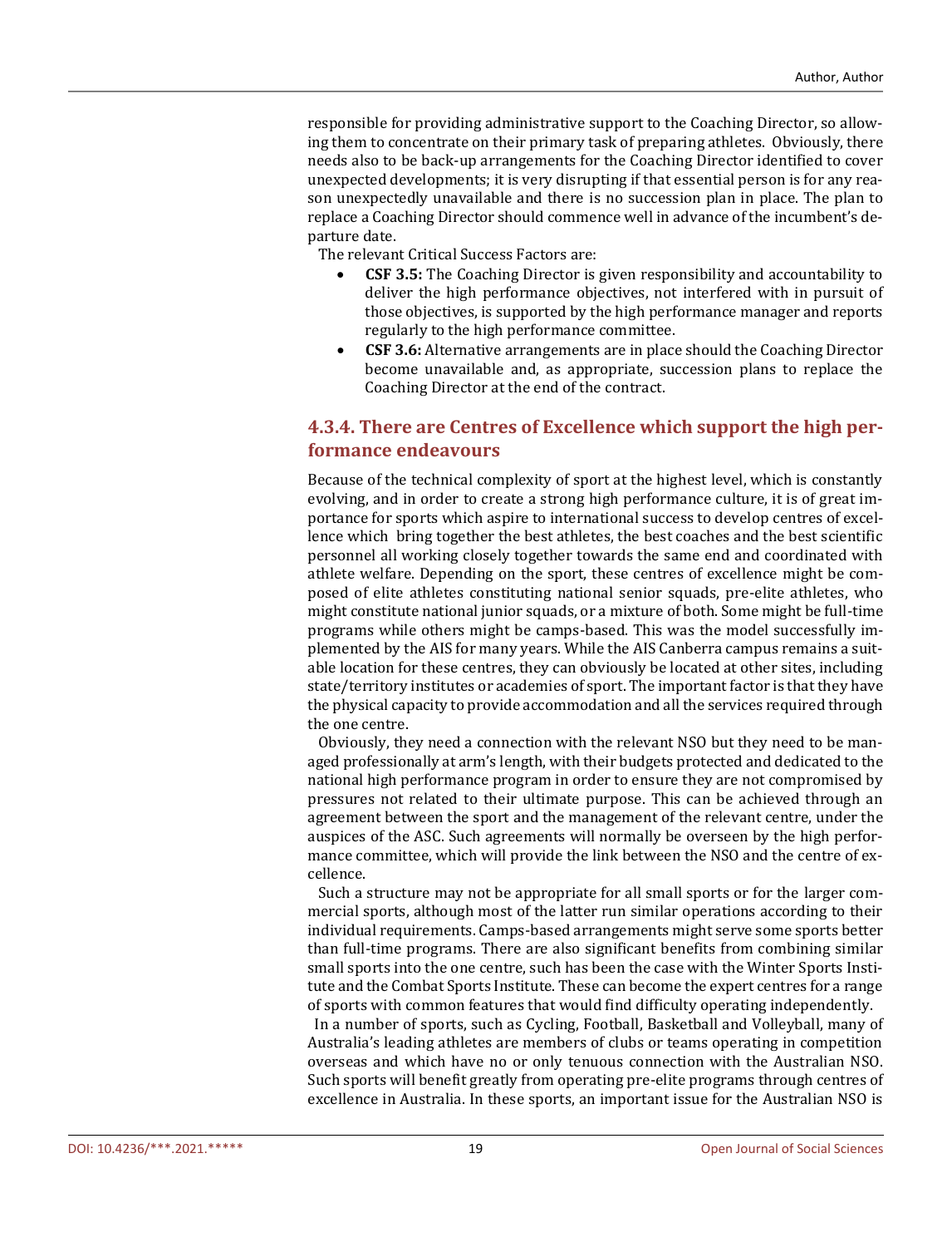responsible for providing administrative support to the Coaching Director, so allowing them to concentrate on their primary task of preparing athletes. Obviously, there needs also to be back-up arrangements for the Coaching Director identified to cover unexpected developments; it is very disrupting if that essential person is for any reason unexpectedly unavailable and there is no succession plan in place. The plan to replace a Coaching Director should commence well in advance of the incumbent's departure date.

The relevant Critical Success Factors are:

- **CSF 3.5:** The Coaching Director is given responsibility and accountability to deliver the high performance objectives, not interfered with in pursuit of those objectives, is supported by the high performance manager and reports regularly to the high performance committee.
- **CSF 3.6:** Alternative arrangements are in place should the Coaching Director become unavailable and, as appropriate, succession plans to replace the Coaching Director at the end of the contract.

### 4.3.4. There are Centres of Excellence which support the high performance endeavours

Because of the technical complexity of sport at the highest level, which is constantly evolving, and in order to create a strong high performance culture, it is of great importance for sports which aspire to international success to develop centres of excellence which bring together the best athletes, the best coaches and the best scientific personnel all working closely together towards the same end and coordinated with athlete welfare. Depending on the sport, these centres of excellence might be composed of elite athletes constituting national senior squads, pre-elite athletes, who might constitute national junior squads, or a mixture of both. Some might be full-time programs while others might be camps-based. This was the model successfully implemented by the AIS for many years. While the AIS Canberra campus remains a suitable location for these centres, they can obviously be located at other sites, including state/territory institutes or academies of sport. The important factor is that they have the physical capacity to provide accommodation and all the services required through the one centre.

Obviously, they need a connection with the relevant NSO but they need to be managed professionally at arm's length, with their budgets protected and dedicated to the national high performance program in order to ensure they are not compromised by pressures not related to their ultimate purpose. This can be achieved through an agreement between the sport and the management of the relevant centre, under the auspices of the ASC. Such agreements will normally be overseen by the high performance committee, which will provide the link between the NSO and the centre of excellence.

Such a structure may not be appropriate for all small sports or for the larger commercial sports, although most of the latter run similar operations according to their individual requirements. Camps-based arrangements might serve some sports better than full-time programs. There are also significant benefits from combining similar small sports into the one centre, such has been the case with the Winter Sports Institute and the Combat Sports Institute. These can become the expert centres for a range of sports with common features that would find difficulty operating independently.

In a number of sports, such as Cycling, Football, Basketball and Volleyball, many of Australia's leading athletes are members of clubs or teams operating in competition overseas and which have no or only tenuous connection with the Australian NSO. Such sports will benefit greatly from operating pre-elite programs through centres of excellence in Australia. In these sports, an important issue for the Australian NSO is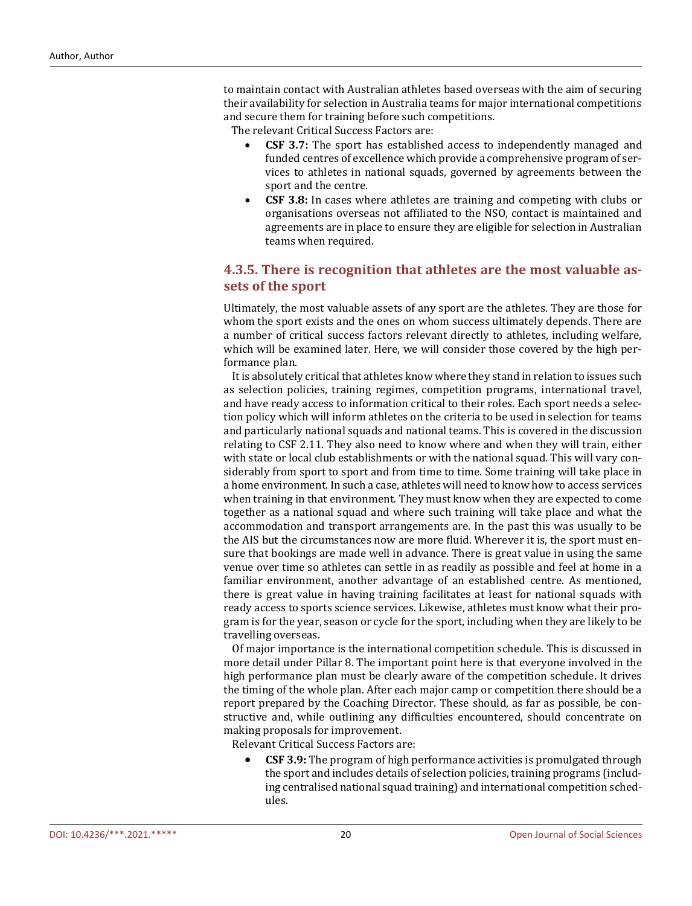to maintain contact with Australian athletes based overseas with the aim of securing their availability for selection in Australia teams for major international competitions and secure them for training before such competitions.

The relevant Critical Success Factors are:

- **CSF 3.7:** The sport has established access to independently managed and funded centres of excellence which provide a comprehensive program of services to athletes in national squads, governed by agreements between the sport and the centre.
- **CSF 3.8:** In cases where athletes are training and competing with clubs or organisations overseas not affiliated to the NSO, contact is maintained and agreements are in place to ensure they are eligible for selection in Australian teams when required.

### 4.3.5. There is recognition that athletes are the most valuable assets of the sport

Ultimately, the most valuable assets of any sport are the athletes. They are those for whom the sport exists and the ones on whom success ultimately depends. There are a number of critical success factors relevant directly to athletes, including welfare, which will be examined later. Here, we will consider those covered by the high performance plan.

It is absolutely critical that athletes know where they stand in relation to issues such as selection policies, training regimes, competition programs, international travel, and have ready access to information critical to their roles. Each sport needs a selection policy which will inform athletes on the criteria to be used in selection for teams and particularly national squads and national teams. This is covered in the discussion relating to CSF 2.11. They also need to know where and when they will train, either with state or local club establishments or with the national squad. This will vary considerably from sport to sport and from time to time. Some training will take place in a home environment. In such a case, athletes will need to know how to access services when training in that environment. They must know when they are expected to come together as a national squad and where such training will take place and what the accommodation and transport arrangements are. In the past this was usually to be the AIS but the circumstances now are more fluid. Wherever it is, the sport must ensure that bookings are made well in advance. There is great value in using the same venue over time so athletes can settle in as readily as possible and feel at home in a familiar environment, another advantage of an established centre. As mentioned, there is great value in having training facilitates at least for national squads with ready access to sports science services. Likewise, athletes must know what their program is for the year, season or cycle for the sport, including when they are likely to be travelling overseas.

Of major importance is the international competition schedule. This is discussed in more detail under Pillar 8. The important point here is that everyone involved in the high performance plan must be clearly aware of the competition schedule. It drives the timing of the whole plan. After each major camp or competition there should be a report prepared by the Coaching Director. These should, as far as possible, be constructive and, while outlining any difficulties encountered, should concentrate on making proposals for improvement.

Relevant Critical Success Factors are:

- **CSF 3.9:** The program of high performance activities is promulgated through the sport and includes details of selection policies, training programs (including centralised national squad training) and international competition schedules.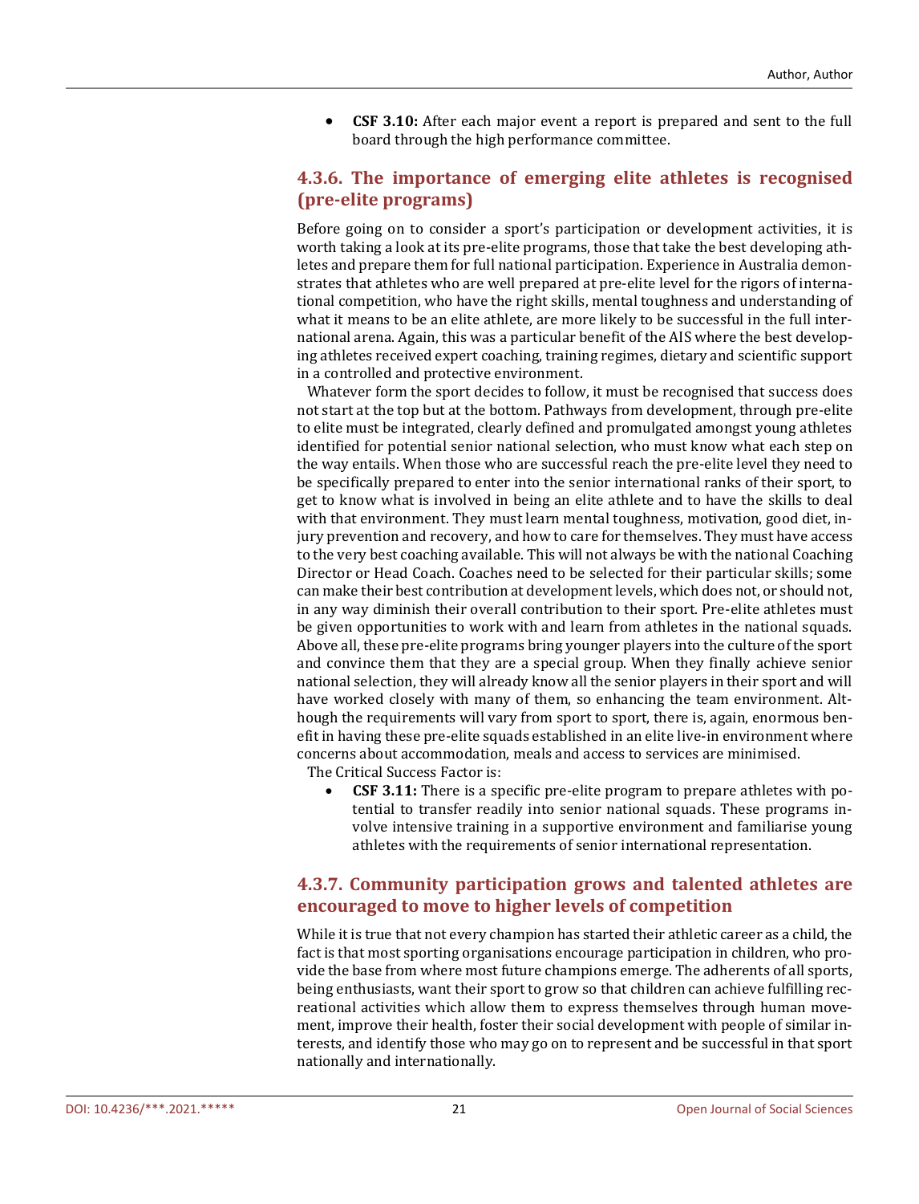- **CSF 3.10:** After each major event a report is prepared and sent to the full board through the high performance committee.

### 4.3.6. The importance of emerging elite athletes is recognised (pre-elite programs)

Before going on to consider a sport's participation or development activities, it is worth taking a look at its pre-elite programs, those that take the best developing athletes and prepare them for full national participation. Experience in Australia demonstrates that athletes who are well prepared at pre-elite level for the rigors of international competition, who have the right skills, mental toughness and understanding of what it means to be an elite athlete, are more likely to be successful in the full international arena. Again, this was a particular benefit of the AIS where the best developing athletes received expert coaching, training regimes, dietary and scientific support in a controlled and protective environment.

Whatever form the sport decides to follow, it must be recognised that success does not start at the top but at the bottom. Pathways from development, through pre-elite to elite must be integrated, clearly defined and promulgated amongst young athletes identified for potential senior national selection, who must know what each step on the way entails. When those who are successful reach the pre-elite level they need to be specifically prepared to enter into the senior international ranks of their sport, to get to know what is involved in being an elite athlete and to have the skills to deal with that environment. They must learn mental toughness, motivation, good diet, injury prevention and recovery, and how to care for themselves. They must have access to the very best coaching available. This will not always be with the national Coaching Director or Head Coach. Coaches need to be selected for their particular skills; some can make their best contribution at development levels, which does not, or should not, in any way diminish their overall contribution to their sport. Pre-elite athletes must be given opportunities to work with and learn from athletes in the national squads. Above all, these pre-elite programs bring younger players into the culture of the sport and convince them that they are a special group. When they finally achieve senior national selection, they will already know all the senior players in their sport and will have worked closely with many of them, so enhancing the team environment. Although the requirements will vary from sport to sport, there is, again, enormous benefit in having these pre-elite squads established in an elite live-in environment where concerns about accommodation, meals and access to services are minimised.

The Critical Success Factor is:

- **CSF 3.11:** There is a specific pre-elite program to prepare athletes with potential to transfer readily into senior national squads. These programs involve intensive training in a supportive environment and familiarise young athletes with the requirements of senior international representation.

### 4.3.7. Community participation grows and talented athletes are encouraged to move to higher levels of competition

While it is true that not every champion has started their athletic career as a child, the fact is that most sporting organisations encourage participation in children, who provide the base from where most future champions emerge. The adherents of all sports, being enthusiasts, want their sport to grow so that children can achieve fulfilling recreational activities which allow them to express themselves through human movement, improve their health, foster their social development with people of similar interests, and identify those who may go on to represent and be successful in that sport nationally and internationally.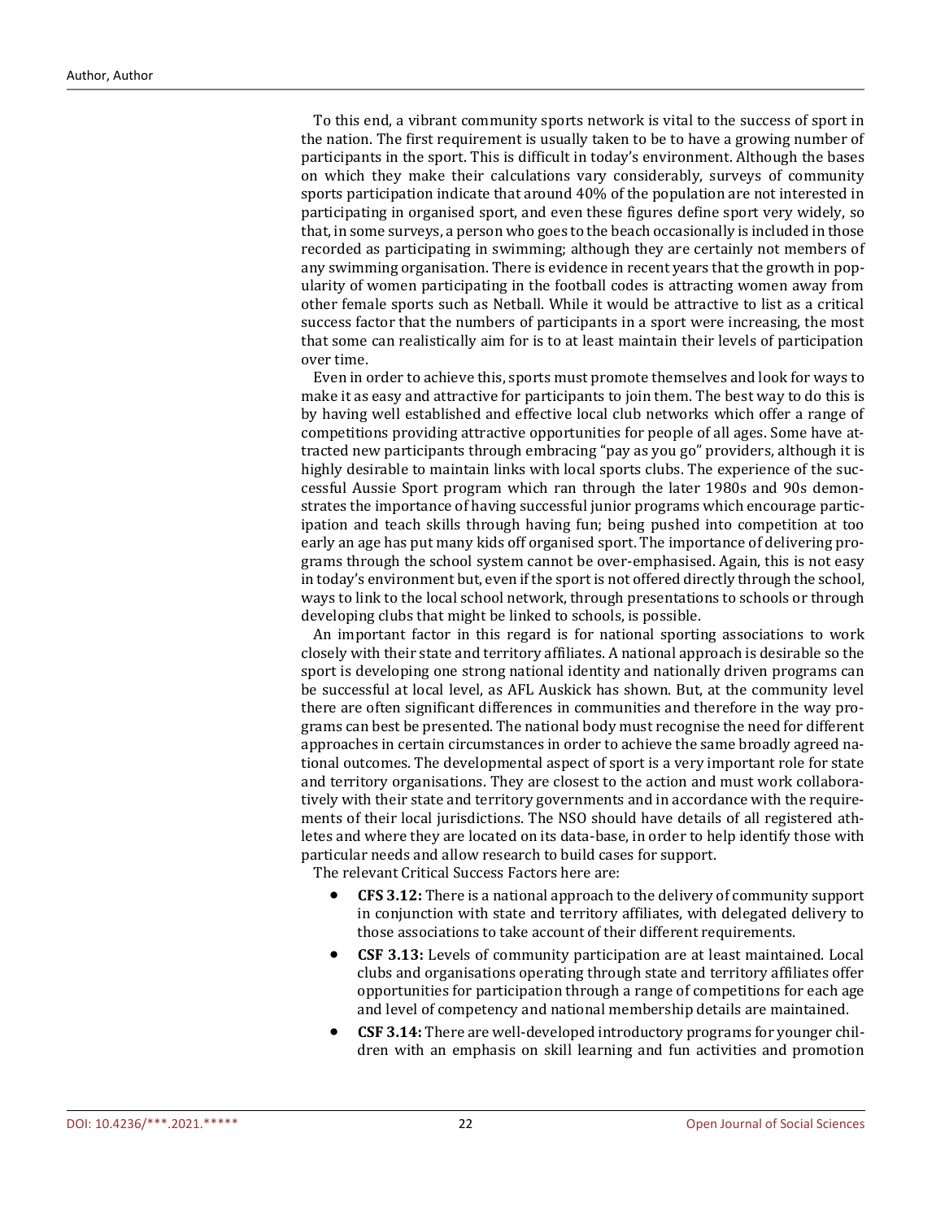To this end, a vibrant community sports network is vital to the success of sport in the nation. The first requirement is usually taken to be to have a growing number of participants in the sport. This is difficult in today's environment. Although the bases on which they make their calculations vary considerably, surveys of community sports participation indicate that around 40% of the population are not interested in participating in organised sport, and even these figures define sport very widely, so that, in some surveys, a person who goes to the beach occasionally is included in those recorded as participating in swimming; although they are certainly not members of any swimming organisation. There is evidence in recent years that the growth in popularity of women participating in the football codes is attracting women away from other female sports such as Netball. While it would be attractive to list as a critical success factor that the numbers of participants in a sport were increasing, the most that some can realistically aim for is to at least maintain their levels of participation over time.

Even in order to achieve this, sports must promote themselves and look for ways to make it as easy and attractive for participants to join them. The best way to do this is by having well established and effective local club networks which offer a range of competitions providing attractive opportunities for people of all ages. Some have attracted new participants through embracing "pay as you go" providers, although it is highly desirable to maintain links with local sports clubs. The experience of the successful Aussie Sport program which ran through the later 1980s and 90s demonstrates the importance of having successful junior programs which encourage participation and teach skills through having fun; being pushed into competition at too early an age has put many kids off organised sport. The importance of delivering programs through the school system cannot be over-emphasised. Again, this is not easy in today's environment but, even if the sport is not offered directly through the school, ways to link to the local school network, through presentations to schools or through developing clubs that might be linked to schools, is possible.

An important factor in this regard is for national sporting associations to work closely with their state and territory affiliates. A national approach is desirable so the sport is developing one strong national identity and nationally driven programs can be successful at local level, as AFL Auskick has shown. But, at the community level there are often significant differences in communities and therefore in the way programs can best be presented. The national body must recognise the need for different approaches in certain circumstances in order to achieve the same broadly agreed national outcomes. The developmental aspect of sport is a very important role for state and territory organisations. They are closest to the action and must work collaboratively with their state and territory governments and in accordance with the requirements of their local jurisdictions. The NSO should have details of all registered athletes and where they are located on its data-base, in order to help identify those with particular needs and allow research to build cases for support.

The relevant Critical Success Factors here are:

- **CFS 3.12:** There is a national approach to the delivery of community support in conjunction with state and territory affiliates, with delegated delivery to those associations to take account of their different requirements.
- **CSF 3.13:** Levels of community participation are at least maintained. Local clubs and organisations operating through state and territory affiliates offer opportunities for participation through a range of competitions for each age and level of competency and national membership details are maintained.
- **CSF 3.14:** There are well-developed introductory programs for younger children with an emphasis on skill learning and fun activities and promotion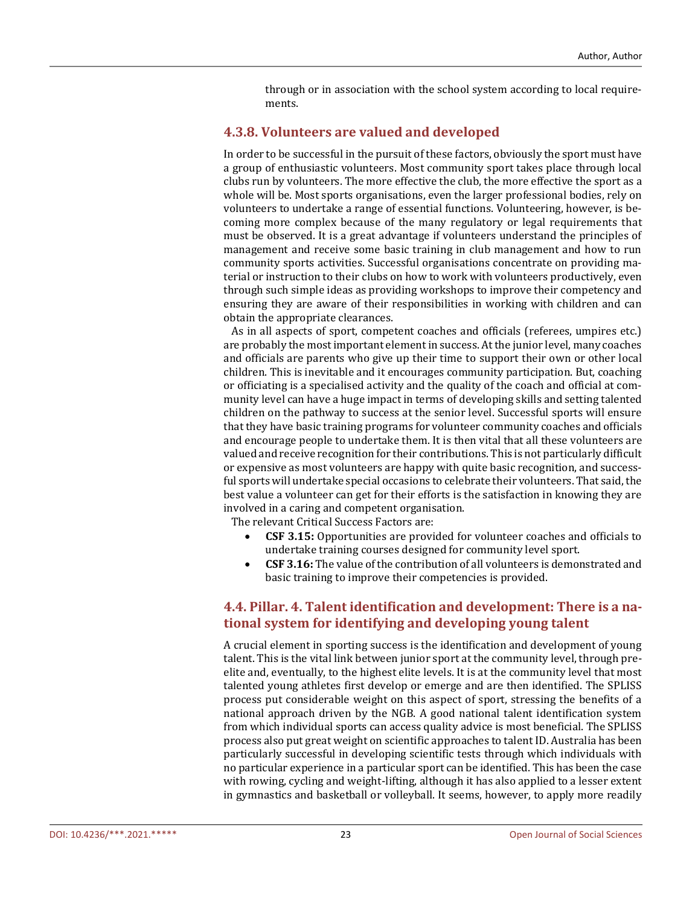through or in association with the school system according to local requirements.

### 4.3.8. Volunteers are valued and developed

In order to be successful in the pursuit of these factors, obviously the sport must have a group of enthusiastic volunteers. Most community sport takes place through local clubs run by volunteers. The more effective the club, the more effective the sport as a whole will be. Most sports organisations, even the larger professional bodies, rely on volunteers to undertake a range of essential functions. Volunteering, however, is becoming more complex because of the many regulatory or legal requirements that must be observed. It is a great advantage if volunteers understand the principles of management and receive some basic training in club management and how to run community sports activities. Successful organisations concentrate on providing material or instruction to their clubs on how to work with volunteers productively, even through such simple ideas as providing workshops to improve their competency and ensuring they are aware of their responsibilities in working with children and can obtain the appropriate clearances.

As in all aspects of sport, competent coaches and officials (referees, umpires etc.) are probably the most important element in success. At the junior level, many coaches and officials are parents who give up their time to support their own or other local children. This is inevitable and it encourages community participation. But, coaching or officiating is a specialised activity and the quality of the coach and official at community level can have a huge impact in terms of developing skills and setting talented children on the pathway to success at the senior level. Successful sports will ensure that they have basic training programs for volunteer community coaches and officials and encourage people to undertake them. It is then vital that all these volunteers are valued and receive recognition for their contributions. This is not particularly difficult or expensive as most volunteers are happy with quite basic recognition, and successful sports will undertake special occasions to celebrate their volunteers. That said, the best value a volunteer can get for their efforts is the satisfaction in knowing they are involved in a caring and competent organisation.

The relevant Critical Success Factors are:

- **CSF 3.15:** Opportunities are provided for volunteer coaches and officials to undertake training courses designed for community level sport.
- **CSF 3.16:** The value of the contribution of all volunteers is demonstrated and basic training to improve their competencies is provided.

## 4.4. Pillar. 4. Talent identification and development: There is a national system for identifying and developing young talent

A crucial element in sporting success is the identification and development of young talent. This is the vital link between junior sport at the community level, through pre-elite and, eventually, to the highest elite levels. It is at the community level that most talented young athletes first develop or emerge and are then identified. The SPLISS process put considerable weight on this aspect of sport, stressing the benefits of a national approach driven by the NGB. A good national talent identification system from which individual sports can access quality advice is most beneficial. The SPLISS process also put great weight on scientific approaches to talent ID. Australia has been particularly successful in developing scientific tests through which individuals with no particular experience in a particular sport can be identified. This has been the case with rowing, cycling and weight-lifting, although it has also applied to a lesser extent in gymnastics and basketball or volleyball. It seems, however, to apply more readily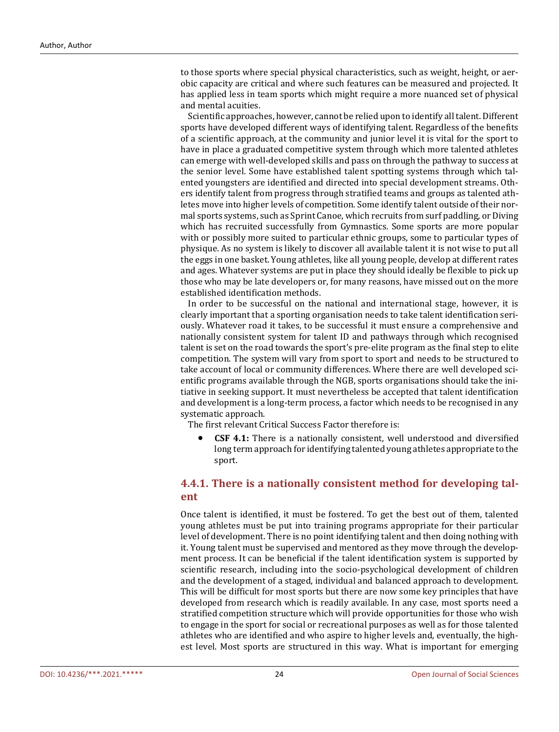to those sports where special physical characteristics, such as weight, height, or aerobic capacity are critical and where such features can be measured and projected. It has applied less in team sports which might require a more nuanced set of physical and mental acuities.

Scientific approaches, however, cannot be relied upon to identify all talent. Different sports have developed different ways of identifying talent. Regardless of the benefits of a scientific approach, at the community and junior level it is vital for the sport to have in place a graduated competitive system through which more talented athletes can emerge with well-developed skills and pass on through the pathway to success at the senior level. Some have established talent spotting systems through which talented youngsters are identified and directed into special development streams. Others identify talent from progress through stratified teams and groups as talented athletes move into higher levels of competition. Some identify talent outside of their normal sports systems, such as Sprint Canoe, which recruits from surf paddling, or Diving which has recruited successfully from Gymnastics. Some sports are more popular with or possibly more suited to particular ethnic groups, some to particular types of physique. As no system is likely to discover all available talent it is not wise to put all the eggs in one basket. Young athletes, like all young people, develop at different rates and ages. Whatever systems are put in place they should ideally be flexible to pick up those who may be late developers or, for many reasons, have missed out on the more established identification methods.

In order to be successful on the national and international stage, however, it is clearly important that a sporting organisation needs to take talent identification seriously. Whatever road it takes, to be successful it must ensure a comprehensive and nationally consistent system for talent ID and pathways through which recognised talent is set on the road towards the sport's pre-elite program as the final step to elite competition. The system will vary from sport to sport and needs to be structured to take account of local or community differences. Where there are well developed scientific programs available through the NGB, sports organisations should take the initiative in seeking support. It must nevertheless be accepted that talent identification and development is a long-term process, a factor which needs to be recognised in any systematic approach.

The first relevant Critical Success Factor therefore is:

- **CSF 4.1:** There is a nationally consistent, well understood and diversified long term approach for identifying talented young athletes appropriate to the sport.

### 4.4.1. There is a nationally consistent method for developing talent

Once talent is identified, it must be fostered. To get the best out of them, talented young athletes must be put into training programs appropriate for their particular level of development. There is no point identifying talent and then doing nothing with it. Young talent must be supervised and mentored as they move through the development process. It can be beneficial if the talent identification system is supported by scientific research, including into the socio-psychological development of children and the development of a staged, individual and balanced approach to development. This will be difficult for most sports but there are now some key principles that have developed from research which is readily available. In any case, most sports need a stratified competition structure which will provide opportunities for those who wish to engage in the sport for social or recreational purposes as well as for those talented athletes who are identified and who aspire to higher levels and, eventually, the highest level. Most sports are structured in this way. What is important for emerging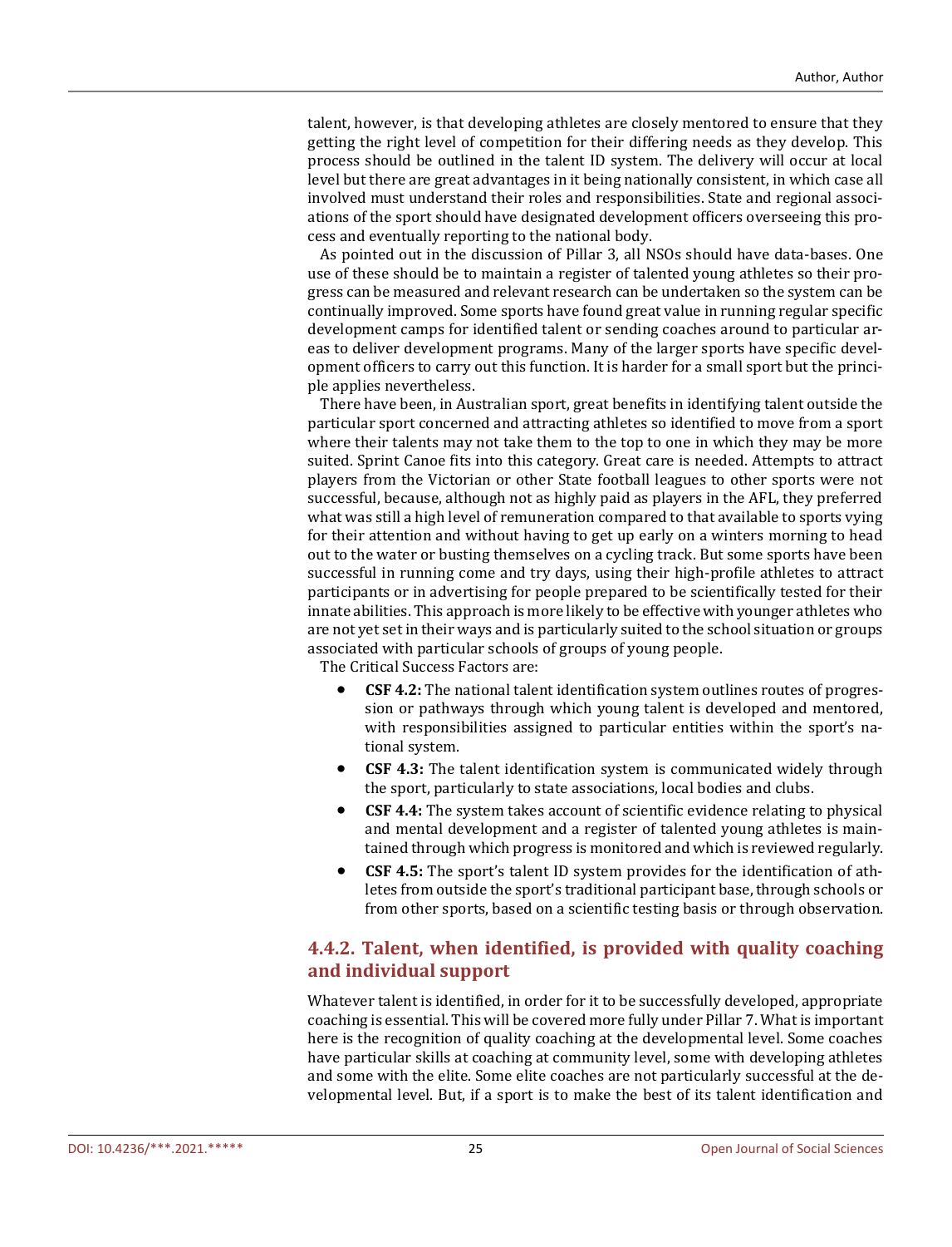talent, however, is that developing athletes are closely mentored to ensure that they getting the right level of competition for their differing needs as they develop. This process should be outlined in the talent ID system. The delivery will occur at local level but there are great advantages in it being nationally consistent, in which case all involved must understand their roles and responsibilities. State and regional associations of the sport should have designated development officers overseeing this process and eventually reporting to the national body.

As pointed out in the discussion of Pillar 3, all NSOs should have data-bases. One use of these should be to maintain a register of talented young athletes so their progress can be measured and relevant research can be undertaken so the system can be continually improved. Some sports have found great value in running regular specific development camps for identified talent or sending coaches around to particular areas to deliver development programs. Many of the larger sports have specific development officers to carry out this function. It is harder for a small sport but the principle applies nevertheless.

There have been, in Australian sport, great benefits in identifying talent outside the particular sport concerned and attracting athletes so identified to move from a sport where their talents may not take them to the top to one in which they may be more suited. Sprint Canoe fits into this category. Great care is needed. Attempts to attract players from the Victorian or other State football leagues to other sports were not successful, because, although not as highly paid as players in the AFL, they preferred what was still a high level of remuneration compared to that available to sports vying for their attention and without having to get up early on a winters morning to head out to the water or busting themselves on a cycling track. But some sports have been successful in running come and try days, using their high-profile athletes to attract participants or in advertising for people prepared to be scientifically tested for their innate abilities. This approach is more likely to be effective with younger athletes who are not yet set in their ways and is particularly suited to the school situation or groups associated with particular schools of groups of young people.

The Critical Success Factors are:

- **CSF 4.2:** The national talent identification system outlines routes of progression or pathways through which young talent is developed and mentored, with responsibilities assigned to particular entities within the sport's national system.
- **CSF 4.3:** The talent identification system is communicated widely through the sport, particularly to state associations, local bodies and clubs.
- **CSF 4.4:** The system takes account of scientific evidence relating to physical and mental development and a register of talented young athletes is maintained through which progress is monitored and which is reviewed regularly.
- **CSF 4.5:** The sport's talent ID system provides for the identification of athletes from outside the sport's traditional participant base, through schools or from other sports, based on a scientific testing basis or through observation.

### 4.4.2. Talent, when identified, is provided with quality coaching and individual support

Whatever talent is identified, in order for it to be successfully developed, appropriate coaching is essential. This will be covered more fully under Pillar 7. What is important here is the recognition of quality coaching at the developmental level. Some coaches have particular skills at coaching at community level, some with developing athletes and some with the elite. Some elite coaches are not particularly successful at the developmental level. But, if a sport is to make the best of its talent identification and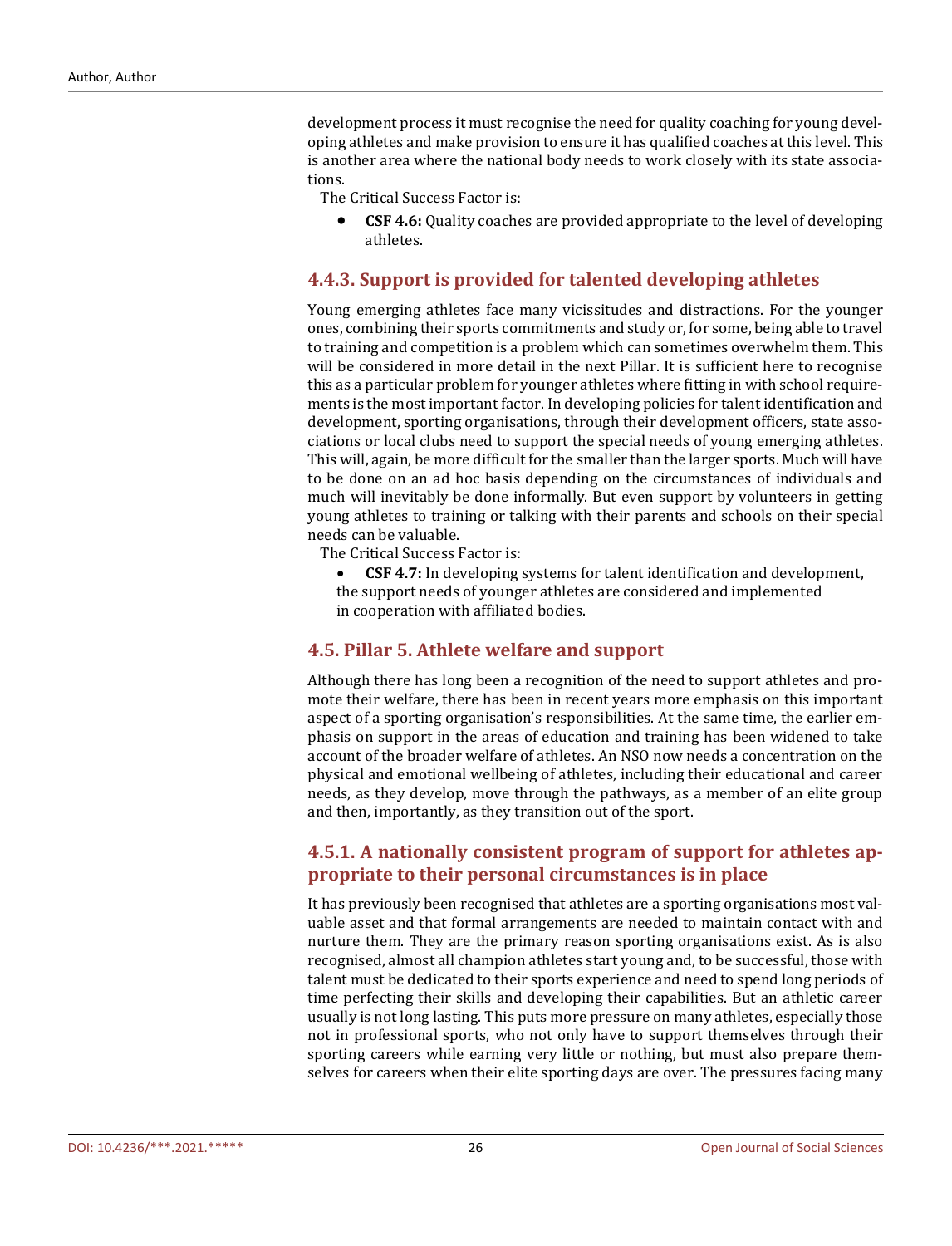development process it must recognise the need for quality coaching for young developing athletes and make provision to ensure it has qualified coaches at this level. This is another area where the national body needs to work closely with its state associations.

The Critical Success Factor is:

- **CSF 4.6:** Quality coaches are provided appropriate to the level of developing athletes.

### 4.4.3. Support is provided for talented developing athletes

Young emerging athletes face many vicissitudes and distractions. For the younger ones, combining their sports commitments and study or, for some, being able to travel to training and competition is a problem which can sometimes overwhelm them. This will be considered in more detail in the next Pillar. It is sufficient here to recognise this as a particular problem for younger athletes where fitting in with school requirements is the most important factor. In developing policies for talent identification and development, sporting organisations, through their development officers, state associations or local clubs need to support the special needs of young emerging athletes. This will, again, be more difficult for the smaller than the larger sports. Much will have to be done on an ad hoc basis depending on the circumstances of individuals and much will inevitably be done informally. But even support by volunteers in getting young athletes to training or talking with their parents and schools on their special needs can be valuable.

The Critical Success Factor is:

- **CSF 4.7:** In developing systems for talent identification and development, the support needs of younger athletes are considered and implemented in cooperation with affiliated bodies.

## 4.5. Pillar 5. Athlete welfare and support

Although there has long been a recognition of the need to support athletes and promote their welfare, there has been in recent years more emphasis on this important aspect of a sporting organisation's responsibilities. At the same time, the earlier emphasis on support in the areas of education and training has been widened to take account of the broader welfare of athletes. An NSO now needs a concentration on the physical and emotional wellbeing of athletes, including their educational and career needs, as they develop, move through the pathways, as a member of an elite group and then, importantly, as they transition out of the sport.

### 4.5.1. A nationally consistent program of support for athletes appropriate to their personal circumstances is in place

It has previously been recognised that athletes are a sporting organisations most valuable asset and that formal arrangements are needed to maintain contact with and nurture them. They are the primary reason sporting organisations exist. As is also recognised, almost all champion athletes start young and, to be successful, those with talent must be dedicated to their sports experience and need to spend long periods of time perfecting their skills and developing their capabilities. But an athletic career usually is not long lasting. This puts more pressure on many athletes, especially those not in professional sports, who not only have to support themselves through their sporting careers while earning very little or nothing, but must also prepare themselves for careers when their elite sporting days are over. The pressures facing many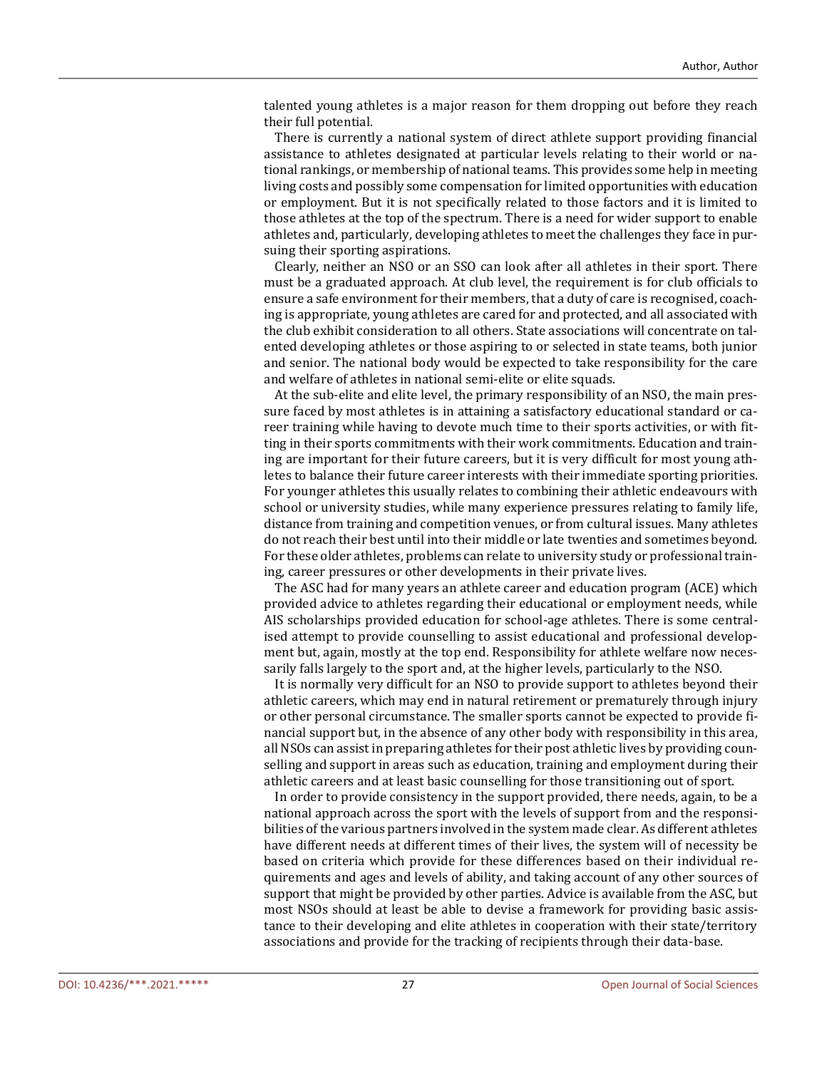talented young athletes is a major reason for them dropping out before they reach their full potential.

There is currently a national system of direct athlete support providing financial assistance to athletes designated at particular levels relating to their world or national rankings, or membership of national teams. This provides some help in meeting living costs and possibly some compensation for limited opportunities with education or employment. But it is not specifically related to those factors and it is limited to those athletes at the top of the spectrum. There is a need for wider support to enable athletes and, particularly, developing athletes to meet the challenges they face in pursuing their sporting aspirations.

Clearly, neither an NSO or an SSO can look after all athletes in their sport. There must be a graduated approach. At club level, the requirement is for club officials to ensure a safe environment for their members, that a duty of care is recognised, coaching is appropriate, young athletes are cared for and protected, and all associated with the club exhibit consideration to all others. State associations will concentrate on talented developing athletes or those aspiring to or selected in state teams, both junior and senior. The national body would be expected to take responsibility for the care and welfare of athletes in national semi-elite or elite squads.

At the sub-elite and elite level, the primary responsibility of an NSO, the main pressure faced by most athletes is in attaining a satisfactory educational standard or career training while having to devote much time to their sports activities, or with fitting in their sports commitments with their work commitments. Education and training are important for their future careers, but it is very difficult for most young athletes to balance their future career interests with their immediate sporting priorities. For younger athletes this usually relates to combining their athletic endeavours with school or university studies, while many experience pressures relating to family life, distance from training and competition venues, or from cultural issues. Many athletes do not reach their best until into their middle or late twenties and sometimes beyond. For these older athletes, problems can relate to university study or professional training, career pressures or other developments in their private lives.

The ASC had for many years an athlete career and education program (ACE) which provided advice to athletes regarding their educational or employment needs, while AIS scholarships provided education for school-age athletes. There is some centralised attempt to provide counselling to assist educational and professional development but, again, mostly at the top end. Responsibility for athlete welfare now necessarily falls largely to the sport and, at the higher levels, particularly to the NSO.

It is normally very difficult for an NSO to provide support to athletes beyond their athletic careers, which may end in natural retirement or prematurely through injury or other personal circumstance. The smaller sports cannot be expected to provide financial support but, in the absence of any other body with responsibility in this area, all NSOs can assist in preparing athletes for their post athletic lives by providing counselling and support in areas such as education, training and employment during their athletic careers and at least basic counselling for those transitioning out of sport.

In order to provide consistency in the support provided, there needs, again, to be a national approach across the sport with the levels of support from and the responsibilities of the various partners involved in the system made clear. As different athletes have different needs at different times of their lives, the system will of necessity be based on criteria which provide for these differences based on their individual requirements and ages and levels of ability, and taking account of any other sources of support that might be provided by other parties. Advice is available from the ASC, but most NSOs should at least be able to devise a framework for providing basic assistance to their developing and elite athletes in cooperation with their state/territory associations and provide for the tracking of recipients through their data-base.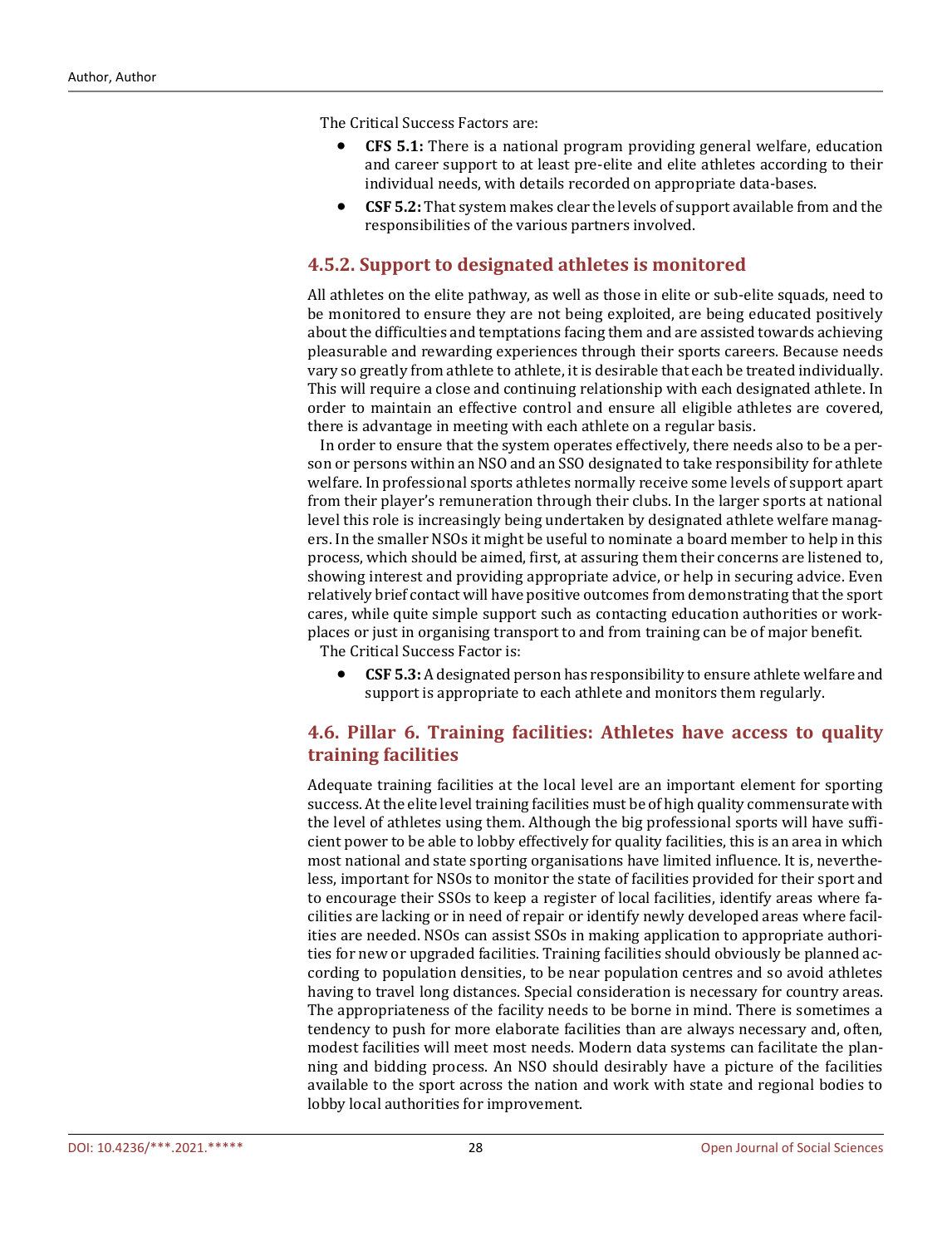The Critical Success Factors are:

- **CFS 5.1:** There is a national program providing general welfare, education and career support to at least pre-elite and elite athletes according to their individual needs, with details recorded on appropriate data-bases.
- **CSF 5.2:** That system makes clear the levels of support available from and the responsibilities of the various partners involved.

## 4.5.2. Support to designated athletes is monitored

All athletes on the elite pathway, as well as those in elite or sub-elite squads, need to be monitored to ensure they are not being exploited, are being educated positively about the difficulties and temptations facing them and are assisted towards achieving pleasurable and rewarding experiences through their sports careers. Because needs vary so greatly from athlete to athlete, it is desirable that each be treated individually. This will require a close and continuing relationship with each designated athlete. In order to maintain an effective control and ensure all eligible athletes are covered, there is advantage in meeting with each athlete on a regular basis.

In order to ensure that the system operates effectively, there needs also to be a person or persons within an NSO and an SSO designated to take responsibility for athlete welfare. In professional sports athletes normally receive some levels of support apart from their player's remuneration through their clubs. In the larger sports at national level this role is increasingly being undertaken by designated athlete welfare managers. In the smaller NSOs it might be useful to nominate a board member to help in this process, which should be aimed, first, at assuring them their concerns are listened to, showing interest and providing appropriate advice, or help in securing advice. Even relatively brief contact will have positive outcomes from demonstrating that the sport cares, while quite simple support such as contacting education authorities or workplaces or just in organising transport to and from training can be of major benefit.

The Critical Success Factor is:

- **CSF 5.3:** A designated person has responsibility to ensure athlete welfare and support is appropriate to each athlete and monitors them regularly.

## 4.6. Pillar 6. Training facilities: Athletes have access to quality training facilities

Adequate training facilities at the local level are an important element for sporting success. At the elite level training facilities must be of high quality commensurate with the level of athletes using them. Although the big professional sports will have sufficient power to be able to lobby effectively for quality facilities, this is an area in which most national and state sporting organisations have limited influence. It is, nevertheless, important for NSOs to monitor the state of facilities provided for their sport and to encourage their SSOs to keep a register of local facilities, identify areas where facilities are lacking or in need of repair or identify newly developed areas where facilities are needed. NSOs can assist SSOs in making application to appropriate authorities for new or upgraded facilities. Training facilities should obviously be planned according to population densities, to be near population centres and so avoid athletes having to travel long distances. Special consideration is necessary for country areas. The appropriateness of the facility needs to be borne in mind. There is sometimes a tendency to push for more elaborate facilities than are always necessary and, often, modest facilities will meet most needs. Modern data systems can facilitate the planning and bidding process. An NSO should desirably have a picture of the facilities available to the sport across the nation and work with state and regional bodies to lobby local authorities for improvement.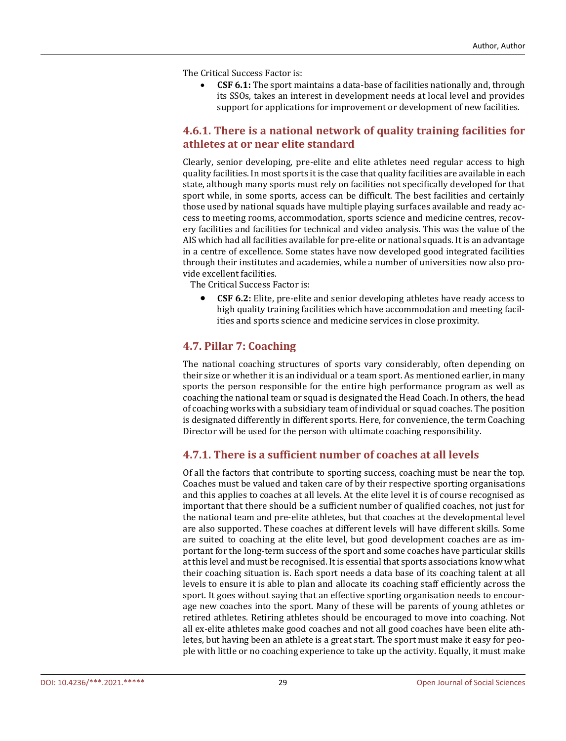The Critical Success Factor is:

- **CSF 6.1:** The sport maintains a data-base of facilities nationally and, through its SSOs, takes an interest in development needs at local level and provides support for applications for improvement or development of new facilities.

### 4.6.1. There is a national network of quality training facilities for athletes at or near elite standard

Clearly, senior developing, pre-elite and elite athletes need regular access to high quality facilities. In most sports it is the case that quality facilities are available in each state, although many sports must rely on facilities not specifically developed for that sport while, in some sports, access can be difficult. The best facilities and certainly those used by national squads have multiple playing surfaces available and ready access to meeting rooms, accommodation, sports science and medicine centres, recovery facilities and facilities for technical and video analysis. This was the value of the AIS which had all facilities available for pre-elite or national squads. It is an advantage in a centre of excellence. Some states have now developed good integrated facilities through their institutes and academies, while a number of universities now also provide excellent facilities.

The Critical Success Factor is:

- **CSF 6.2:** Elite, pre-elite and senior developing athletes have ready access to high quality training facilities which have accommodation and meeting facilities and sports science and medicine services in close proximity.

## 4.7. Pillar 7: Coaching

The national coaching structures of sports vary considerably, often depending on their size or whether it is an individual or a team sport. As mentioned earlier, in many sports the person responsible for the entire high performance program as well as coaching the national team or squad is designated the Head Coach. In others, the head of coaching works with a subsidiary team of individual or squad coaches. The position is designated differently in different sports. Here, for convenience, the term Coaching Director will be used for the person with ultimate coaching responsibility.

### 4.7.1. There is a sufficient number of coaches at all levels

Of all the factors that contribute to sporting success, coaching must be near the top. Coaches must be valued and taken care of by their respective sporting organisations and this applies to coaches at all levels. At the elite level it is of course recognised as important that there should be a sufficient number of qualified coaches, not just for the national team and pre-elite athletes, but that coaches at the developmental level are also supported. These coaches at different levels will have different skills. Some are suited to coaching at the elite level, but good development coaches are as important for the long-term success of the sport and some coaches have particular skills at this level and must be recognised. It is essential that sports associations know what their coaching situation is. Each sport needs a data base of its coaching talent at all levels to ensure it is able to plan and allocate its coaching staff efficiently across the sport. It goes without saying that an effective sporting organisation needs to encourage new coaches into the sport. Many of these will be parents of young athletes or retired athletes. Retiring athletes should be encouraged to move into coaching. Not all ex-elite athletes make good coaches and not all good coaches have been elite athletes, but having been an athlete is a great start. The sport must make it easy for people with little or no coaching experience to take up the activity. Equally, it must make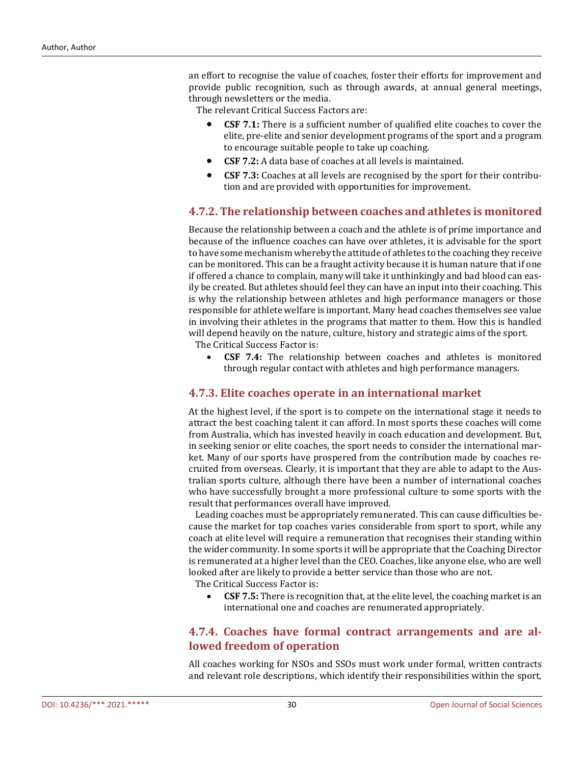an effort to recognise the value of coaches, foster their efforts for improvement and provide public recognition, such as through awards, at annual general meetings, through newsletters or the media.

The relevant Critical Success Factors are:

- **CSF 7.1:** There is a sufficient number of qualified elite coaches to cover the elite, pre-elite and senior development programs of the sport and a program to encourage suitable people to take up coaching.
- **CSF 7.2:** A data base of coaches at all levels is maintained.
- **CSF 7.3:** Coaches at all levels are recognised by the sport for their contribution and are provided with opportunities for improvement.

### 4.7.2. The relationship between coaches and athletes is monitored

Because the relationship between a coach and the athlete is of prime importance and because of the influence coaches can have over athletes, it is advisable for the sport to have some mechanism whereby the attitude of athletes to the coaching they receive can be monitored. This can be a fraught activity because it is human nature that if one if offered a chance to complain, many will take it unthinkingly and bad blood can easily be created. But athletes should feel they can have an input into their coaching. This is why the relationship between athletes and high performance managers or those responsible for athlete welfare is important. Many head coaches themselves see value in involving their athletes in the programs that matter to them. How this is handled will depend heavily on the nature, culture, history and strategic aims of the sport.

The Critical Success Factor is:

- **CSF 7.4:** The relationship between coaches and athletes is monitored through regular contact with athletes and high performance managers.

### 4.7.3. Elite coaches operate in an international market

At the highest level, if the sport is to compete on the international stage it needs to attract the best coaching talent it can afford. In most sports these coaches will come from Australia, which has invested heavily in coach education and development. But, in seeking senior or elite coaches, the sport needs to consider the international market. Many of our sports have prospered from the contribution made by coaches recruited from overseas. Clearly, it is important that they are able to adapt to the Australian sports culture, although there have been a number of international coaches who have successfully brought a more professional culture to some sports with the result that performances overall have improved.

Leading coaches must be appropriately remunerated. This can cause difficulties because the market for top coaches varies considerable from sport to sport, while any coach at elite level will require a remuneration that recognises their standing within the wider community. In some sports it will be appropriate that the Coaching Director is remunerated at a higher level than the CEO. Coaches, like anyone else, who are well looked after are likely to provide a better service than those who are not.

The Critical Success Factor is:

- **CSF 7.5:** There is recognition that, at the elite level, the coaching market is an international one and coaches are renumerated appropriately.

### 4.7.4. Coaches have formal contract arrangements and are allowed freedom of operation

All coaches working for NSOs and SSOs must work under formal, written contracts and relevant role descriptions, which identify their responsibilities within the sport,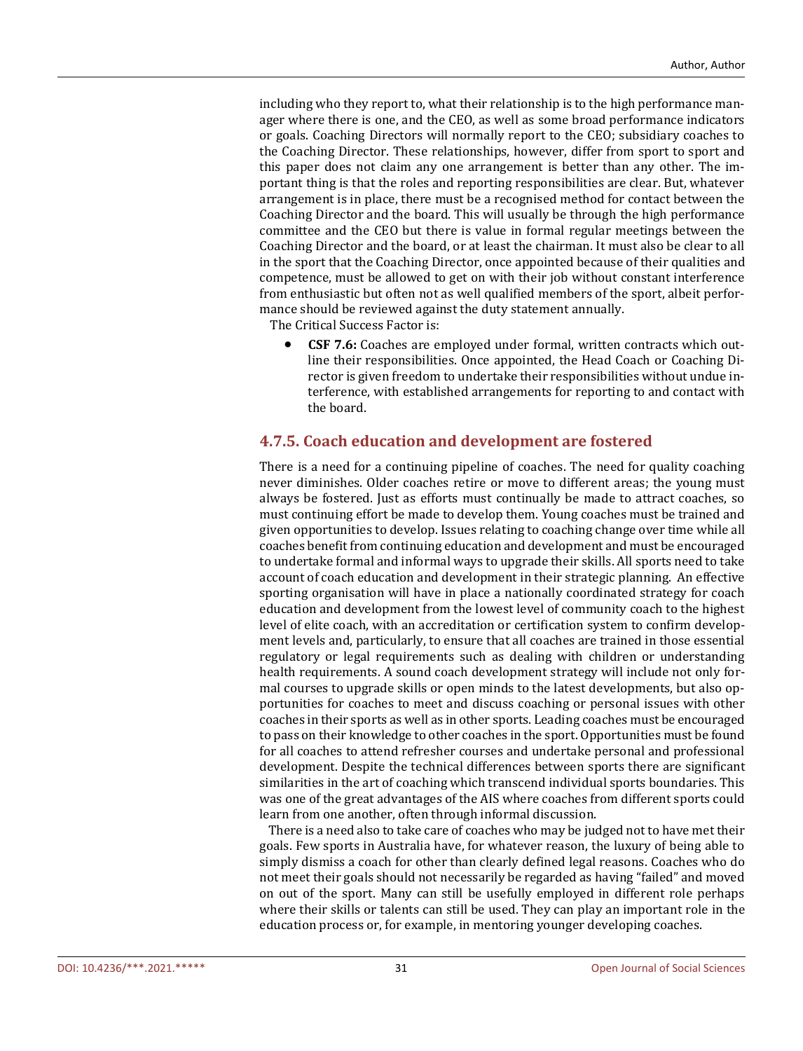including who they report to, what their relationship is to the high performance manager where there is one, and the CEO, as well as some broad performance indicators or goals. Coaching Directors will normally report to the CEO; subsidiary coaches to the Coaching Director. These relationships, however, differ from sport to sport and this paper does not claim any one arrangement is better than any other. The important thing is that the roles and reporting responsibilities are clear. But, whatever arrangement is in place, there must be a recognised method for contact between the Coaching Director and the board. This will usually be through the high performance committee and the CEO but there is value in formal regular meetings between the Coaching Director and the board, or at least the chairman. It must also be clear to all in the sport that the Coaching Director, once appointed because of their qualities and competence, must be allowed to get on with their job without constant interference from enthusiastic but often not as well qualified members of the sport, albeit performance should be reviewed against the duty statement annually.

The Critical Success Factor is:

- **CSF 7.6:** Coaches are employed under formal, written contracts which outline their responsibilities. Once appointed, the Head Coach or Coaching Director is given freedom to undertake their responsibilities without undue interference, with established arrangements for reporting to and contact with the board.

### 4.7.5. Coach education and development are fostered

There is a need for a continuing pipeline of coaches. The need for quality coaching never diminishes. Older coaches retire or move to different areas; the young must always be fostered. Just as efforts must continually be made to attract coaches, so must continuing effort be made to develop them. Young coaches must be trained and given opportunities to develop. Issues relating to coaching change over time while all coaches benefit from continuing education and development and must be encouraged to undertake formal and informal ways to upgrade their skills. All sports need to take account of coach education and development in their strategic planning. An effective sporting organisation will have in place a nationally coordinated strategy for coach education and development from the lowest level of community coach to the highest level of elite coach, with an accreditation or certification system to confirm development levels and, particularly, to ensure that all coaches are trained in those essential regulatory or legal requirements such as dealing with children or understanding health requirements. A sound coach development strategy will include not only formal courses to upgrade skills or open minds to the latest developments, but also opportunities for coaches to meet and discuss coaching or personal issues with other coaches in their sports as well as in other sports. Leading coaches must be encouraged to pass on their knowledge to other coaches in the sport. Opportunities must be found for all coaches to attend refresher courses and undertake personal and professional development. Despite the technical differences between sports there are significant similarities in the art of coaching which transcend individual sports boundaries. This was one of the great advantages of the AIS where coaches from different sports could learn from one another, often through informal discussion.

There is a need also to take care of coaches who may be judged not to have met their goals. Few sports in Australia have, for whatever reason, the luxury of being able to simply dismiss a coach for other than clearly defined legal reasons. Coaches who do not meet their goals should not necessarily be regarded as having "failed" and moved on out of the sport. Many can still be usefully employed in different role perhaps where their skills or talents can still be used. They can play an important role in the education process or, for example, in mentoring younger developing coaches.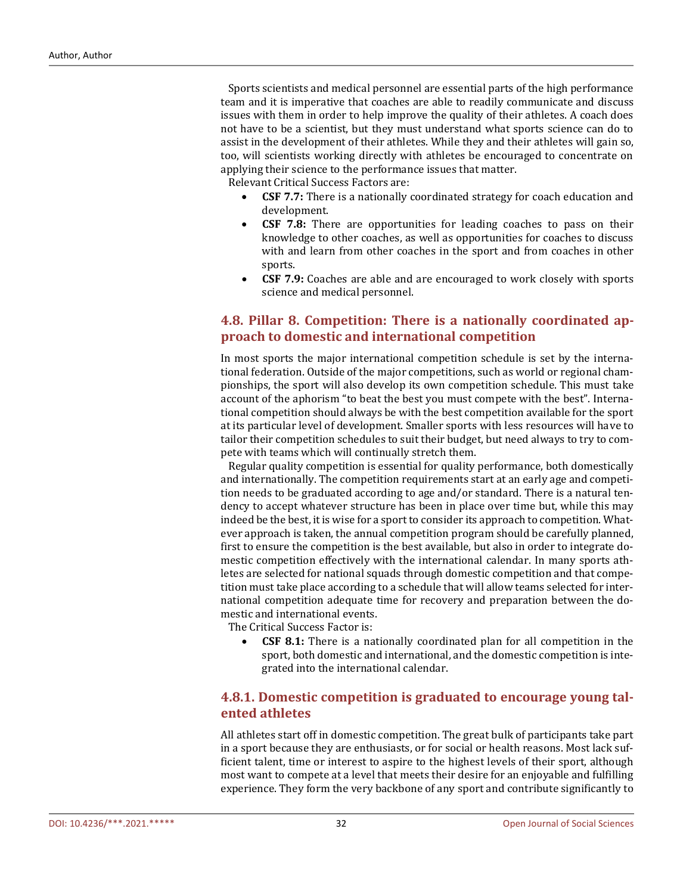Sports scientists and medical personnel are essential parts of the high performance team and it is imperative that coaches are able to readily communicate and discuss issues with them in order to help improve the quality of their athletes. A coach does not have to be a scientist, but they must understand what sports science can do to assist in the development of their athletes. While they and their athletes will gain so, too, will scientists working directly with athletes be encouraged to concentrate on applying their science to the performance issues that matter.

Relevant Critical Success Factors are:

- **CSF 7.7:** There is a nationally coordinated strategy for coach education and development.
- **CSF 7.8:** There are opportunities for leading coaches to pass on their knowledge to other coaches, as well as opportunities for coaches to discuss with and learn from other coaches in the sport and from coaches in other sports.
- **CSF 7.9:** Coaches are able and are encouraged to work closely with sports science and medical personnel.

## 4.8. Pillar 8. Competition: There is a nationally coordinated approach to domestic and international competition

In most sports the major international competition schedule is set by the international federation. Outside of the major competitions, such as world or regional championships, the sport will also develop its own competition schedule. This must take account of the aphorism "to beat the best you must compete with the best". International competition should always be with the best competition available for the sport at its particular level of development. Smaller sports with less resources will have to tailor their competition schedules to suit their budget, but need always to try to compete with teams which will continually stretch them.

Regular quality competition is essential for quality performance, both domestically and internationally. The competition requirements start at an early age and competition needs to be graduated according to age and/or standard. There is a natural tendency to accept whatever structure has been in place over time but, while this may indeed be the best, it is wise for a sport to consider its approach to competition. Whatever approach is taken, the annual competition program should be carefully planned, first to ensure the competition is the best available, but also in order to integrate domestic competition effectively with the international calendar. In many sports athletes are selected for national squads through domestic competition and that competition must take place according to a schedule that will allow teams selected for international competition adequate time for recovery and preparation between the domestic and international events.

The Critical Success Factor is:

- **CSF 8.1:** There is a nationally coordinated plan for all competition in the sport, both domestic and international, and the domestic competition is integrated into the international calendar.

### 4.8.1. Domestic competition is graduated to encourage young talented athletes

All athletes start off in domestic competition. The great bulk of participants take part in a sport because they are enthusiasts, or for social or health reasons. Most lack sufficient talent, time or interest to aspire to the highest levels of their sport, although most want to compete at a level that meets their desire for an enjoyable and fulfilling experience. They form the very backbone of any sport and contribute significantly to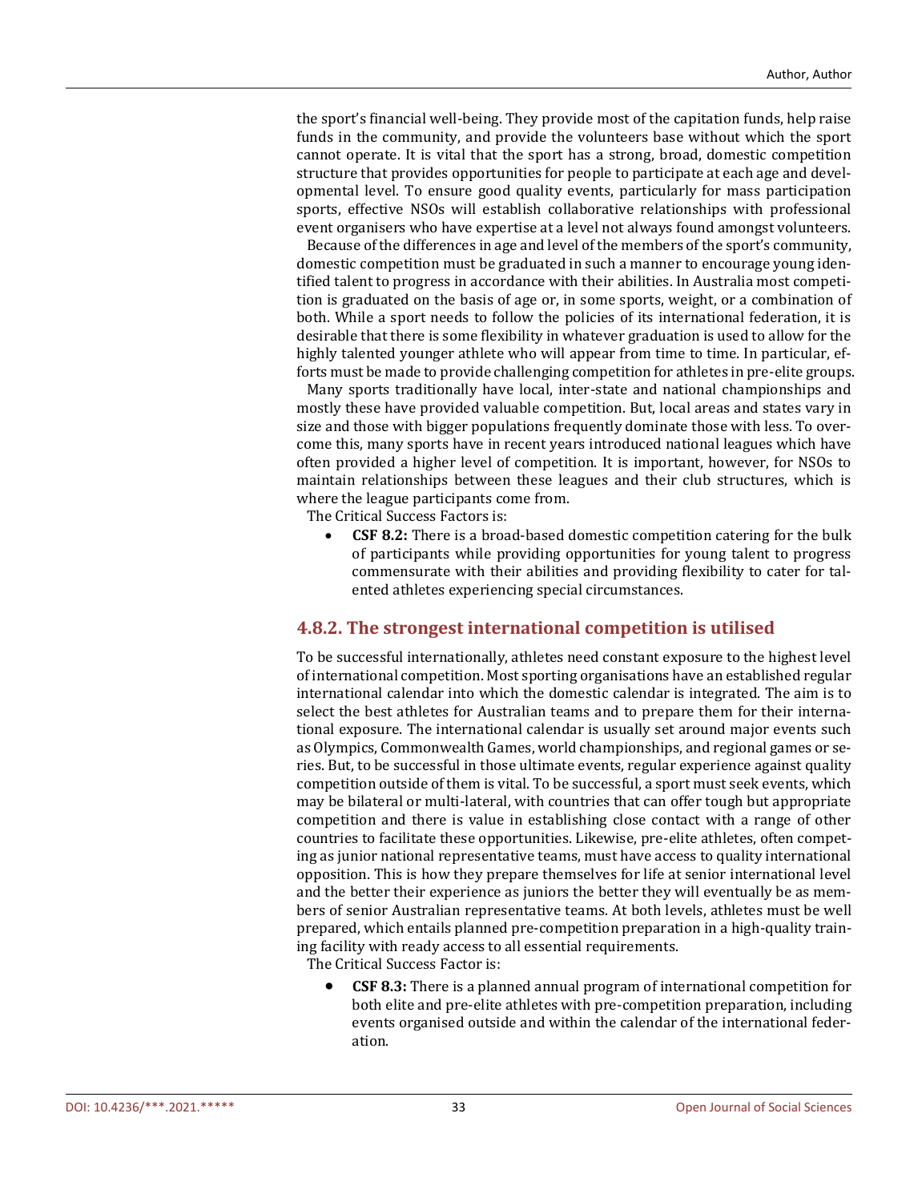the sport's financial well-being. They provide most of the capitation funds, help raise funds in the community, and provide the volunteers base without which the sport cannot operate. It is vital that the sport has a strong, broad, domestic competition structure that provides opportunities for people to participate at each age and developmental level. To ensure good quality events, particularly for mass participation sports, effective NSOs will establish collaborative relationships with professional event organisers who have expertise at a level not always found amongst volunteers.

Because of the differences in age and level of the members of the sport's community, domestic competition must be graduated in such a manner to encourage young identified talent to progress in accordance with their abilities. In Australia most competition is graduated on the basis of age or, in some sports, weight, or a combination of both. While a sport needs to follow the policies of its international federation, it is desirable that there is some flexibility in whatever graduation is used to allow for the highly talented younger athlete who will appear from time to time. In particular, efforts must be made to provide challenging competition for athletes in pre-elite groups.

Many sports traditionally have local, inter-state and national championships and mostly these have provided valuable competition. But, local areas and states vary in size and those with bigger populations frequently dominate those with less. To overcome this, many sports have in recent years introduced national leagues which have often provided a higher level of competition. It is important, however, for NSOs to maintain relationships between these leagues and their club structures, which is where the league participants come from.

The Critical Success Factors is:

- **CSF 8.2:** There is a broad-based domestic competition catering for the bulk of participants while providing opportunities for young talent to progress commensurate with their abilities and providing flexibility to cater for talented athletes experiencing special circumstances.

### 4.8.2. The strongest international competition is utilised

To be successful internationally, athletes need constant exposure to the highest level of international competition. Most sporting organisations have an established regular international calendar into which the domestic calendar is integrated. The aim is to select the best athletes for Australian teams and to prepare them for their international exposure. The international calendar is usually set around major events such as Olympics, Commonwealth Games, world championships, and regional games or series. But, to be successful in those ultimate events, regular experience against quality competition outside of them is vital. To be successful, a sport must seek events, which may be bilateral or multi-lateral, with countries that can offer tough but appropriate competition and there is value in establishing close contact with a range of other countries to facilitate these opportunities. Likewise, pre-elite athletes, often competing as junior national representative teams, must have access to quality international opposition. This is how they prepare themselves for life at senior international level and the better their experience as juniors the better they will eventually be as members of senior Australian representative teams. At both levels, athletes must be well prepared, which entails planned pre-competition preparation in a high-quality training facility with ready access to all essential requirements.

The Critical Success Factor is:

- **CSF 8.3:** There is a planned annual program of international competition for both elite and pre-elite athletes with pre-competition preparation, including events organised outside and within the calendar of the international federation.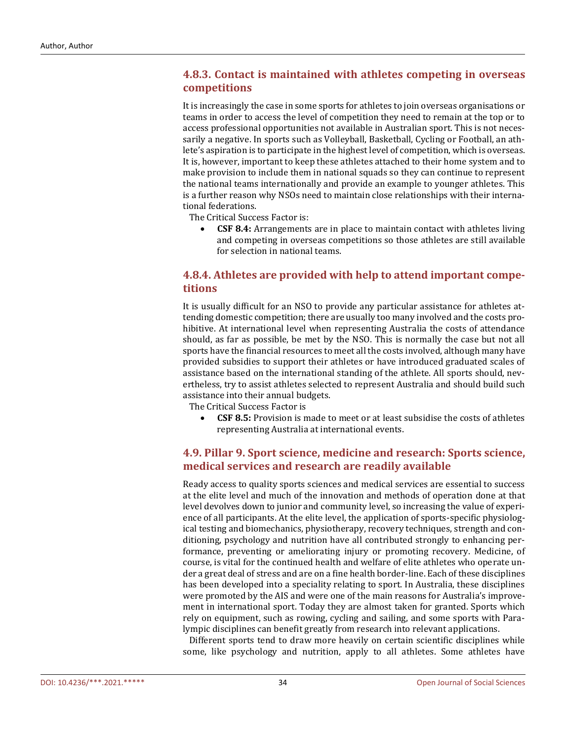### 4.8.3. Contact is maintained with athletes competing in overseas competitions

It is increasingly the case in some sports for athletes to join overseas organisations or teams in order to access the level of competition they need to remain at the top or to access professional opportunities not available in Australian sport. This is not necessarily a negative. In sports such as Volleyball, Basketball, Cycling or Football, an athlete's aspiration is to participate in the highest level of competition, which is overseas. It is, however, important to keep these athletes attached to their home system and to make provision to include them in national squads so they can continue to represent the national teams internationally and provide an example to younger athletes. This is a further reason why NSOs need to maintain close relationships with their international federations.

The Critical Success Factor is:

- **CSF 8.4:** Arrangements are in place to maintain contact with athletes living and competing in overseas competitions so those athletes are still available for selection in national teams.

### 4.8.4. Athletes are provided with help to attend important competitions

It is usually difficult for an NSO to provide any particular assistance for athletes attending domestic competition; there are usually too many involved and the costs prohibitive. At international level when representing Australia the costs of attendance should, as far as possible, be met by the NSO. This is normally the case but not all sports have the financial resources to meet all the costs involved, although many have provided subsidies to support their athletes or have introduced graduated scales of assistance based on the international standing of the athlete. All sports should, nevertheless, try to assist athletes selected to represent Australia and should build such assistance into their annual budgets.

The Critical Success Factor is

- **CSF 8.5:** Provision is made to meet or at least subsidise the costs of athletes representing Australia at international events.

## 4.9. Pillar 9. Sport science, medicine and research: Sports science, medical services and research are readily available

Ready access to quality sports sciences and medical services are essential to success at the elite level and much of the innovation and methods of operation done at that level devolves down to junior and community level, so increasing the value of experience of all participants. At the elite level, the application of sports-specific physiological testing and biomechanics, physiotherapy, recovery techniques, strength and conditioning, psychology and nutrition have all contributed strongly to enhancing performance, preventing or ameliorating injury or promoting recovery. Medicine, of course, is vital for the continued health and welfare of elite athletes who operate under a great deal of stress and are on a fine health border-line. Each of these disciplines has been developed into a speciality relating to sport. In Australia, these disciplines were promoted by the AIS and were one of the main reasons for Australia's improvement in international sport. Today they are almost taken for granted. Sports which rely on equipment, such as rowing, cycling and sailing, and some sports with Paralympic disciplines can benefit greatly from research into relevant applications.

Different sports tend to draw more heavily on certain scientific disciplines while some, like psychology and nutrition, apply to all athletes. Some athletes have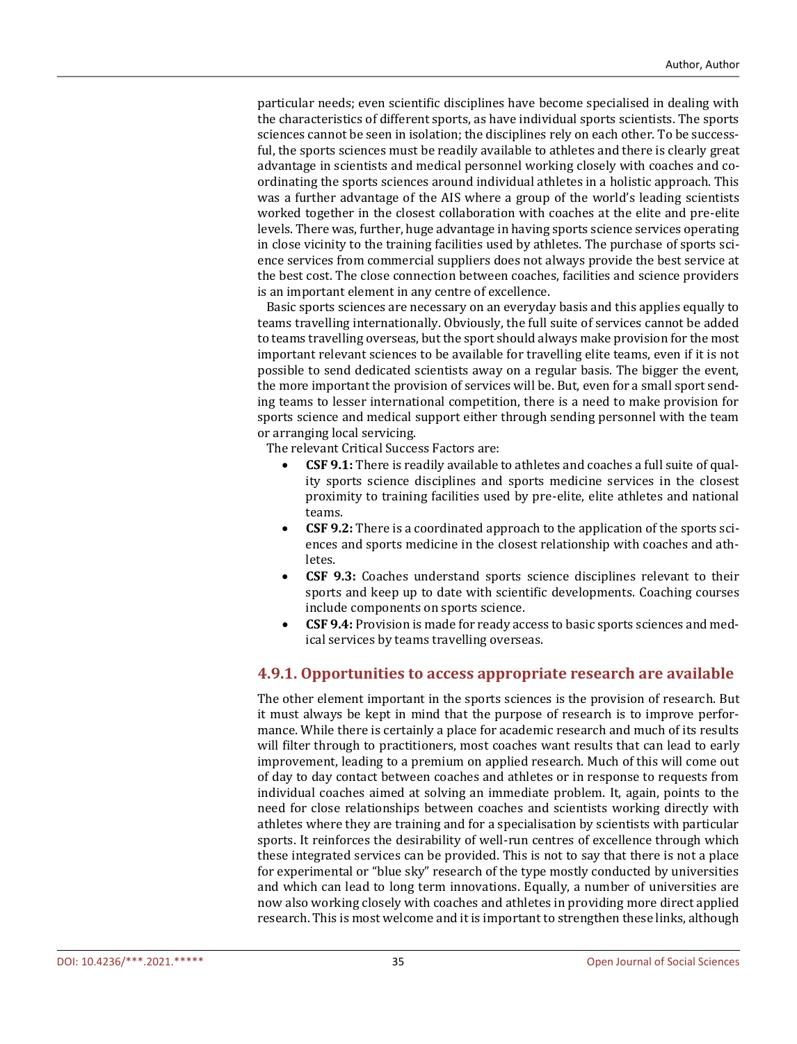particular needs; even scientific disciplines have become specialised in dealing with the characteristics of different sports, as have individual sports scientists. The sports sciences cannot be seen in isolation; the disciplines rely on each other. To be successful, the sports sciences must be readily available to athletes and there is clearly great advantage in scientists and medical personnel working closely with coaches and coordinating the sports sciences around individual athletes in a holistic approach. This was a further advantage of the AIS where a group of the world's leading scientists worked together in the closest collaboration with coaches at the elite and pre-elite levels. There was, further, huge advantage in having sports science services operating in close vicinity to the training facilities used by athletes. The purchase of sports science services from commercial suppliers does not always provide the best service at the best cost. The close connection between coaches, facilities and science providers is an important element in any centre of excellence.

Basic sports sciences are necessary on an everyday basis and this applies equally to teams travelling internationally. Obviously, the full suite of services cannot be added to teams travelling overseas, but the sport should always make provision for the most important relevant sciences to be available for travelling elite teams, even if it is not possible to send dedicated scientists away on a regular basis. The bigger the event, the more important the provision of services will be. But, even for a small sport sending teams to lesser international competition, there is a need to make provision for sports science and medical support either through sending personnel with the team or arranging local servicing.

The relevant Critical Success Factors are:

- **CSF 9.1:** There is readily available to athletes and coaches a full suite of quality sports science disciplines and sports medicine services in the closest proximity to training facilities used by pre-elite, elite athletes and national teams.
- **CSF 9.2:** There is a coordinated approach to the application of the sports sciences and sports medicine in the closest relationship with coaches and athletes.
- **CSF 9.3:** Coaches understand sports science disciplines relevant to their sports and keep up to date with scientific developments. Coaching courses include components on sports science.
- **CSF 9.4:** Provision is made for ready access to basic sports sciences and medical services by teams travelling overseas.

### 4.9.1. Opportunities to access appropriate research are available

The other element important in the sports sciences is the provision of research. But it must always be kept in mind that the purpose of research is to improve performance. While there is certainly a place for academic research and much of its results will filter through to practitioners, most coaches want results that can lead to early improvement, leading to a premium on applied research. Much of this will come out of day to day contact between coaches and athletes or in response to requests from individual coaches aimed at solving an immediate problem. It, again, points to the need for close relationships between coaches and scientists working directly with athletes where they are training and for a specialisation by scientists with particular sports. It reinforces the desirability of well-run centres of excellence through which these integrated services can be provided. This is not to say that there is not a place for experimental or "blue sky" research of the type mostly conducted by universities and which can lead to long term innovations. Equally, a number of universities are now also working closely with coaches and athletes in providing more direct applied research. This is most welcome and it is important to strengthen these links, although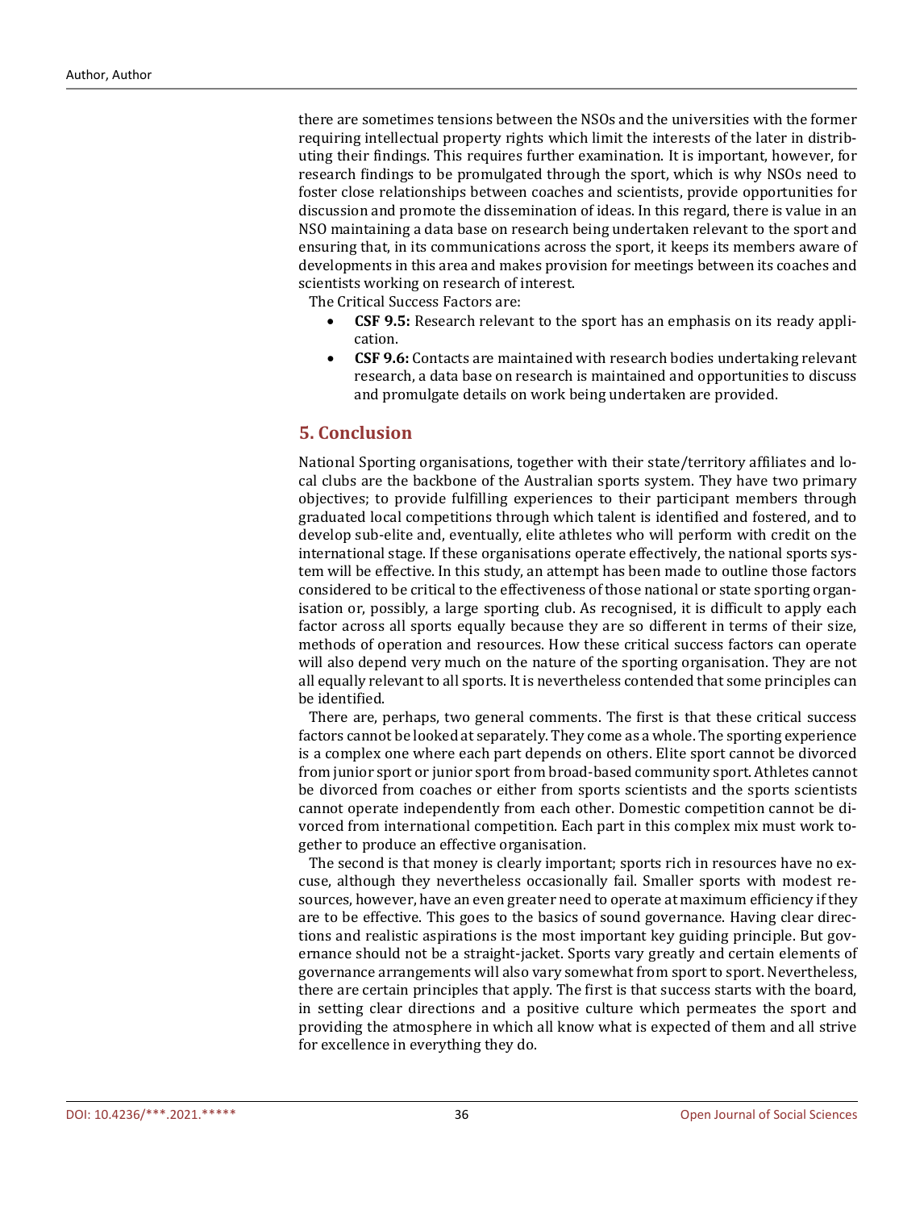there are sometimes tensions between the NSOs and the universities with the former requiring intellectual property rights which limit the interests of the later in distributing their findings. This requires further examination. It is important, however, for research findings to be promulgated through the sport, which is why NSOs need to foster close relationships between coaches and scientists, provide opportunities for discussion and promote the dissemination of ideas. In this regard, there is value in an NSO maintaining a data base on research being undertaken relevant to the sport and ensuring that, in its communications across the sport, it keeps its members aware of developments in this area and makes provision for meetings between its coaches and scientists working on research of interest.

The Critical Success Factors are:

- **CSF 9.5:** Research relevant to the sport has an emphasis on its ready application.
- **CSF 9.6:** Contacts are maintained with research bodies undertaking relevant research, a data base on research is maintained and opportunities to discuss and promulgate details on work being undertaken are provided.

## 5. Conclusion

National Sporting organisations, together with their state/territory affiliates and local clubs are the backbone of the Australian sports system. They have two primary objectives; to provide fulfilling experiences to their participant members through graduated local competitions through which talent is identified and fostered, and to develop sub-elite and, eventually, elite athletes who will perform with credit on the international stage. If these organisations operate effectively, the national sports system will be effective. In this study, an attempt has been made to outline those factors considered to be critical to the effectiveness of those national or state sporting organisation or, possibly, a large sporting club. As recognised, it is difficult to apply each factor across all sports equally because they are so different in terms of their size, methods of operation and resources. How these critical success factors can operate will also depend very much on the nature of the sporting organisation. They are not all equally relevant to all sports. It is nevertheless contended that some principles can be identified.

There are, perhaps, two general comments. The first is that these critical success factors cannot be looked at separately. They come as a whole. The sporting experience is a complex one where each part depends on others. Elite sport cannot be divorced from junior sport or junior sport from broad-based community sport. Athletes cannot be divorced from coaches or either from sports scientists and the sports scientists cannot operate independently from each other. Domestic competition cannot be divorced from international competition. Each part in this complex mix must work together to produce an effective organisation.

The second is that money is clearly important; sports rich in resources have no excuse, although they nevertheless occasionally fail. Smaller sports with modest resources, however, have an even greater need to operate at maximum efficiency if they are to be effective. This goes to the basics of sound governance. Having clear directions and realistic aspirations is the most important key guiding principle. But governance should not be a straight-jacket. Sports vary greatly and certain elements of governance arrangements will also vary somewhat from sport to sport. Nevertheless, there are certain principles that apply. The first is that success starts with the board, in setting clear directions and a positive culture which permeates the sport and providing the atmosphere in which all know what is expected of them and all strive for excellence in everything they do.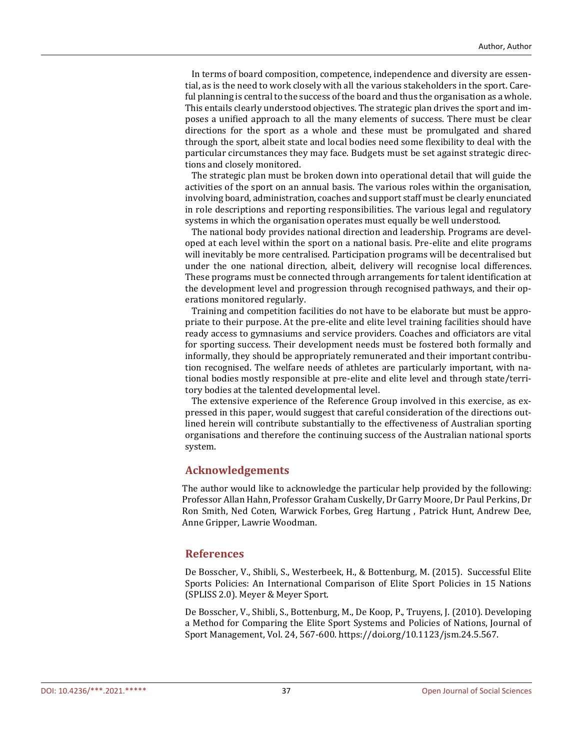In terms of board composition, competence, independence and diversity are essential, as is the need to work closely with all the various stakeholders in the sport. Careful planning is central to the success of the board and thus the organisation as a whole. This entails clearly understood objectives. The strategic plan drives the sport and imposes a unified approach to all the many elements of success. There must be clear directions for the sport as a whole and these must be promulgated and shared through the sport, albeit state and local bodies need some flexibility to deal with the particular circumstances they may face. Budgets must be set against strategic directions and closely monitored.

The strategic plan must be broken down into operational detail that will guide the activities of the sport on an annual basis. The various roles within the organisation, involving board, administration, coaches and support staff must be clearly enunciated in role descriptions and reporting responsibilities. The various legal and regulatory systems in which the organisation operates must equally be well understood.

The national body provides national direction and leadership. Programs are developed at each level within the sport on a national basis. Pre-elite and elite programs will inevitably be more centralised. Participation programs will be decentralised but under the one national direction, albeit, delivery will recognise local differences. These programs must be connected through arrangements for talent identification at the development level and progression through recognised pathways, and their operations monitored regularly.

Training and competition facilities do not have to be elaborate but must be appropriate to their purpose. At the pre-elite and elite level training facilities should have ready access to gymnasiums and service providers. Coaches and officiators are vital for sporting success. Their development needs must be fostered both formally and informally, they should be appropriately remunerated and their important contribution recognised. The welfare needs of athletes are particularly important, with national bodies mostly responsible at pre-elite and elite level and through state/territory bodies at the talented developmental level.

The extensive experience of the Reference Group involved in this exercise, as expressed in this paper, would suggest that careful consideration of the directions outlined herein will contribute substantially to the effectiveness of Australian sporting organisations and therefore the continuing success of the Australian national sports system.

## Acknowledgements

The author would like to acknowledge the particular help provided by the following: Professor Allan Hahn, Professor Graham Cuskelly, Dr Garry Moore, Dr Paul Perkins, Dr Ron Smith, Ned Coten, Warwick Forbes, Greg Hartung , Patrick Hunt, Andrew Dee, Anne Gripper, Lawrie Woodman.

## References

De Bosscher, V., Shibli, S., Westerbeek, H., & Bottenburg, M. (2015). Successful Elite Sports Policies: An International Comparison of Elite Sport Policies in 15 Nations (SPLISS 2.0). Meyer & Meyer Sport.

De Bosscher, V., Shibli, S., Bottenburg, M., De Koop, P., Truyens, J. (2010). Developing a Method for Comparing the Elite Sport Systems and Policies of Nations, Journal of Sport Management, Vol. 24, 567-600. https://doi.org/10.1123/jsm.24.5.567.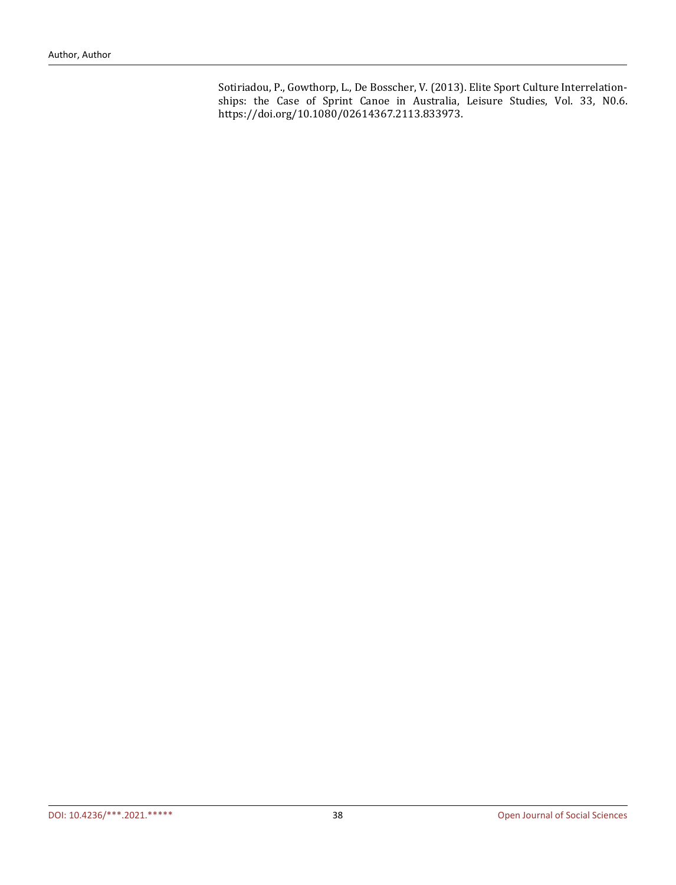Sotiriadou, P., Gowthorp, L., De Bosscher, V. (2013). Elite Sport Culture Interrelationships: the Case of Sprint Canoe in Australia, Leisure Studies, Vol. 33, N0.6. https://doi.org/10.1080/02614367.2113.833973.